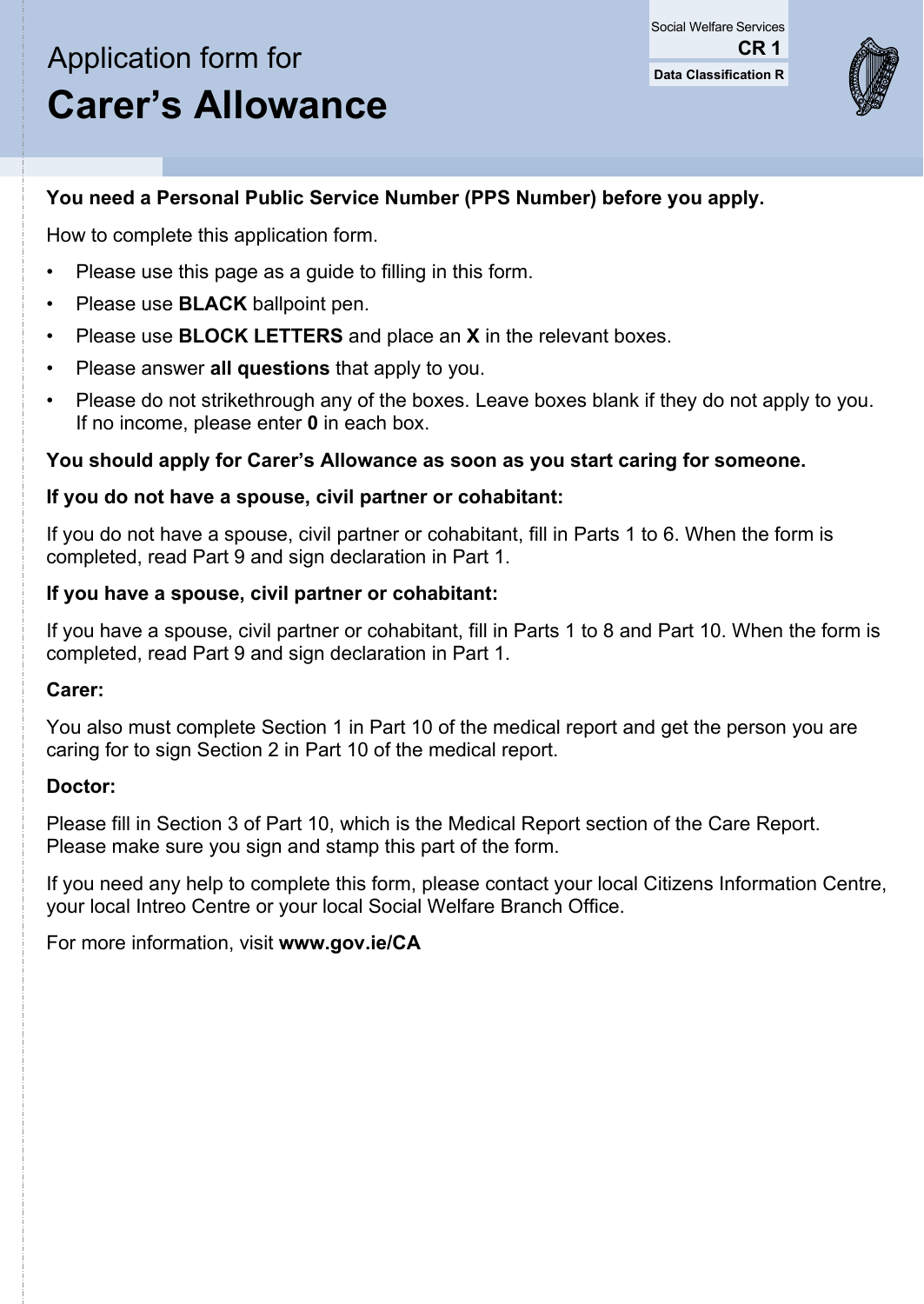Social Welfare Services
**CR 1**
**Data Classification R**

# Application form for
# Carer's Allowance

**You need a Personal Public Service Number (PPS Number) before you apply.**

How to complete this application form.

- Please use this page as a guide to filling in this form.
- Please use **BLACK** ballpoint pen.
- Please use **BLOCK LETTERS** and place an **X** in the relevant boxes.
- Please answer **all questions** that apply to you.
- Please do not strikethrough any of the boxes. Leave boxes blank if they do not apply to you. If no income, please enter **0** in each box.

**You should apply for Carer's Allowance as soon as you start caring for someone.**

**If you do not have a spouse, civil partner or cohabitant:**

If you do not have a spouse, civil partner or cohabitant, fill in Parts 1 to 6. When the form is completed, read Part 9 and sign declaration in Part 1.

**If you have a spouse, civil partner or cohabitant:**

If you have a spouse, civil partner or cohabitant, fill in Parts 1 to 8 and Part 10. When the form is completed, read Part 9 and sign declaration in Part 1.

**Carer:**

You also must complete Section 1 in Part 10 of the medical report and get the person you are caring for to sign Section 2 in Part 10 of the medical report.

**Doctor:**

Please fill in Section 3 of Part 10, which is the Medical Report section of the Care Report. Please make sure you sign and stamp this part of the form.

If you need any help to complete this form, please contact your local Citizens Information Centre, your local Intreo Centre or your local Social Welfare Branch Office.

For more information, visit **www.gov.ie/CA**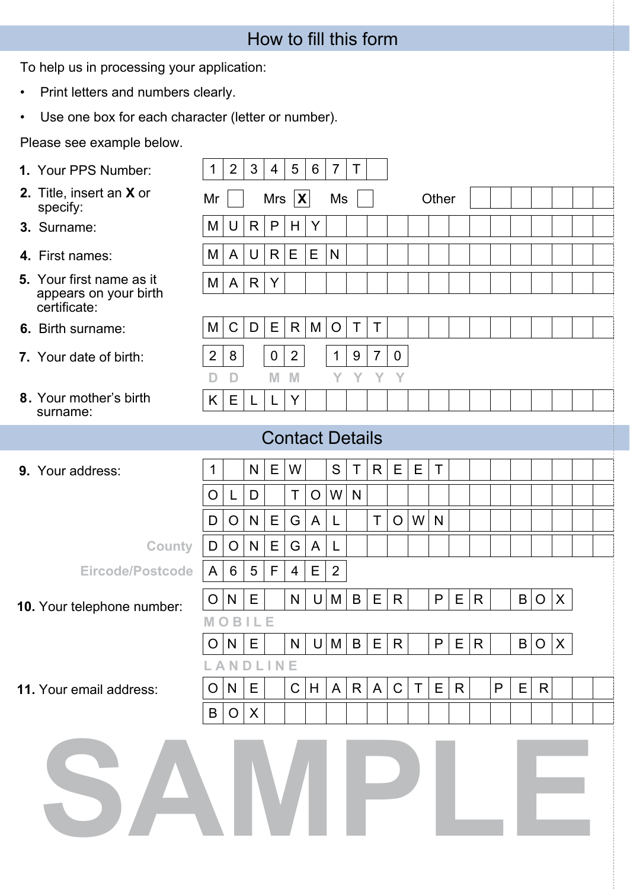## How to fill this form

To help us in processing your application:

- Print letters and numbers clearly.
- Use one box for each character (letter or number).

Please see example below.

1. Your PPS Number: 1 2 3 4 5 6 7 T

2. Title, insert an **X** or specify: Mr [ ] Mrs [X] Ms [ ] Other [ ]

3. Surname: M U R P H Y

4. First names: M A U R E E N

5. Your first name as it appears on your birth certificate: M A R Y

6. Birth surname: M C D E R M O T T

7. Your date of birth: 2 8 0 2 1 9 7 0
   D D M M Y Y Y Y

8. Your mother's birth surname: K E L L Y

## Contact Details

9. Your address:
   1 N E W S T R E E T
   O L D T O W N
   D O N E G A L T O W N
   County: D O N E G A L
   Eircode/Postcode: A 6 5 F 4 E 2

10. Your telephone number:
    O N E N U M B E R P E R B O X
    MOBILE
    O N E N U M B E R P E R B O X
    LANDLINE

11. Your email address:
    O N E C H A R A C T E R P E R
    B O X

SAMPLE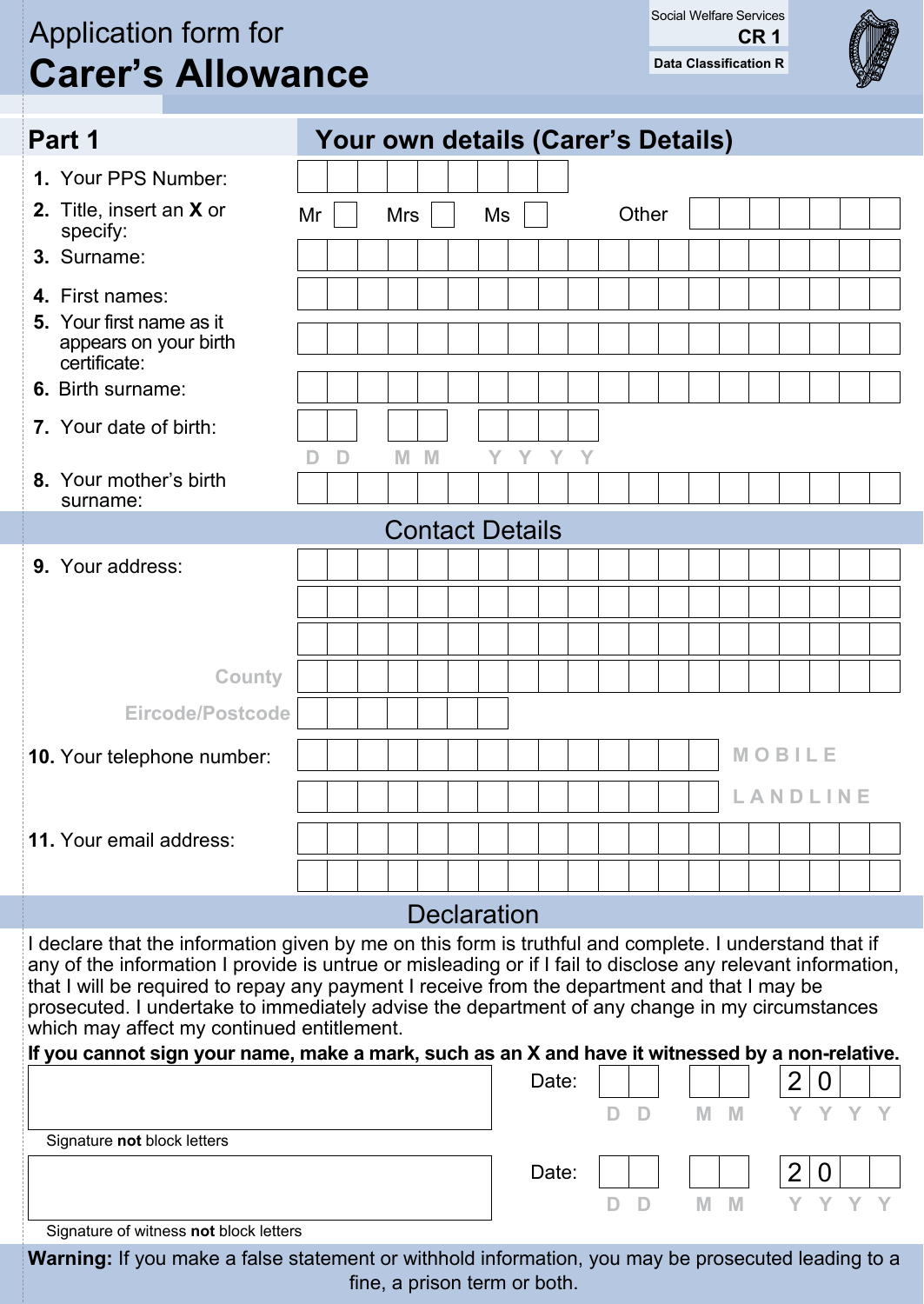# Application form for Carer's Allowance

Social Welfare Services **CR 1**

**Data Classification R**

## Part 1 — Your own details (Carer's Details)

1. Your PPS Number:
2. Title, insert an **X** or specify: Mr ☐ Mrs ☐ Ms ☐ Other
3. Surname:
4. First names:
5. Your first name as it appears on your birth certificate:
6. Birth surname:
7. Your date of birth: D D M M Y Y Y Y
8. Your mother's birth surname:

### Contact Details

9. Your address:

   County

   Eircode/Postcode

10. Your telephone number: MOBILE

    LANDLINE

11. Your email address:

### Declaration

I declare that the information given by me on this form is truthful and complete. I understand that if any of the information I provide is untrue or misleading or if I fail to disclose any relevant information, that I will be required to repay any payment I receive from the department and that I may be prosecuted. I undertake to immediately advise the department of any change in my circumstances which may affect my continued entitlement.

**If you cannot sign your name, make a mark, such as an X and have it witnessed by a non-relative.**

Signature **not** block letters — Date: D D M M 2 0 Y Y

Signature of witness **not** block letters — Date: D D M M 2 0 Y Y

**Warning:** If you make a false statement or withhold information, you may be prosecuted leading to a fine, a prison term or both.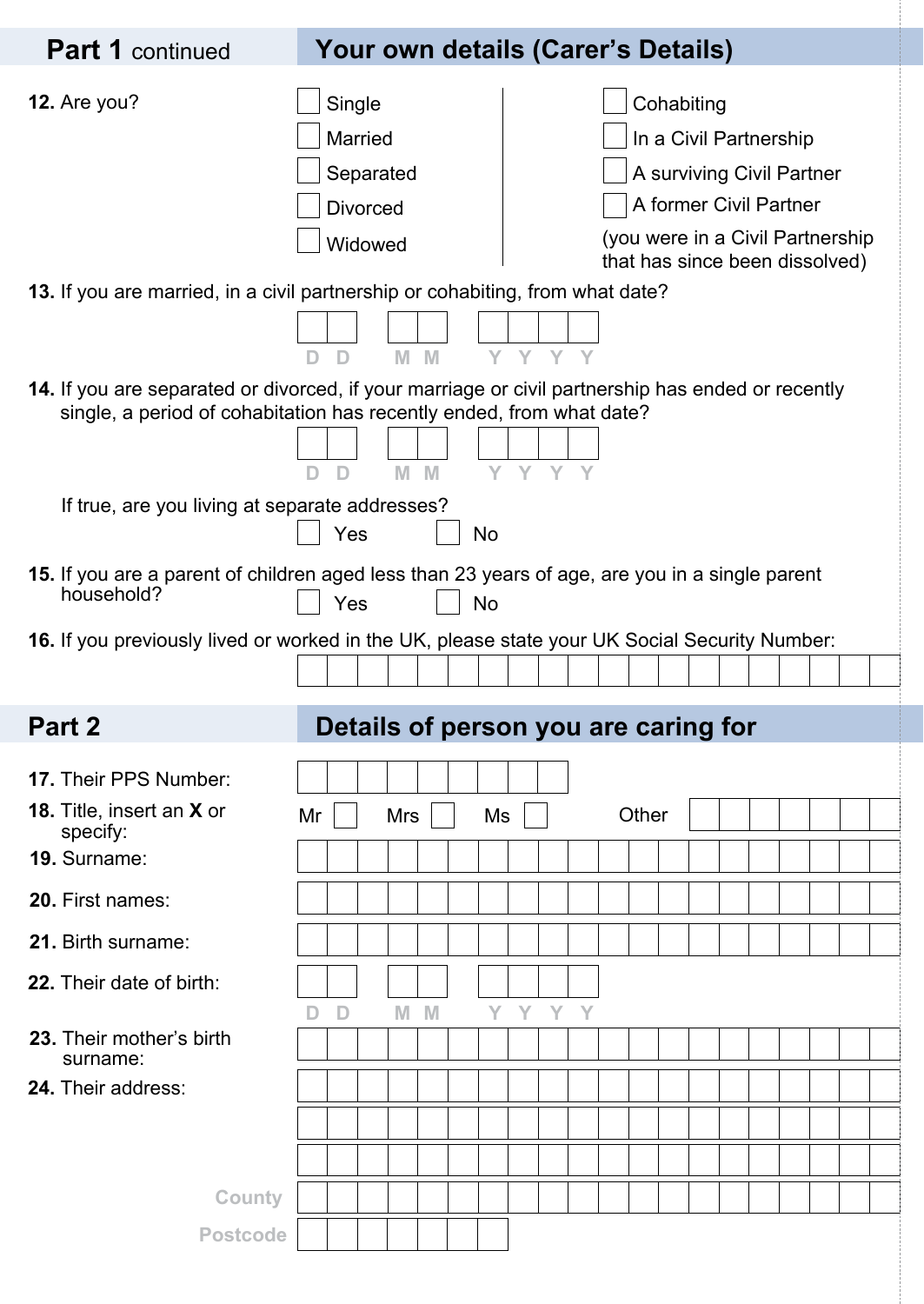## Part 1 continued — Your own details (Carer's Details)

**12.** Are you?

- ☐ Single
- ☐ Married
- ☐ Separated
- ☐ Divorced
- ☐ Widowed
- ☐ Cohabiting
- ☐ In a Civil Partnership
- ☐ A surviving Civil Partner
- ☐ A former Civil Partner (you were in a Civil Partnership that has since been dissolved)

**13.** If you are married, in a civil partnership or cohabiting, from what date?

D D / M M / Y Y Y Y

**14.** If you are separated or divorced, if your marriage or civil partnership has ended or recently single, a period of cohabitation has recently ended, from what date?

D D / M M / Y Y Y Y

If true, are you living at separate addresses?

☐ Yes ☐ No

**15.** If you are a parent of children aged less than 23 years of age, are you in a single parent household?

☐ Yes ☐ No

**16.** If you previously lived or worked in the UK, please state your UK Social Security Number:

## Part 2 — Details of person you are caring for

**17.** Their PPS Number:

**18.** Title, insert an **X** or specify:

Mr ☐ Mrs ☐ Ms ☐ Other

**19.** Surname:

**20.** First names:

**21.** Birth surname:

**22.** Their date of birth:

D D / M M / Y Y Y Y

**23.** Their mother's birth surname:

**24.** Their address:

County

Postcode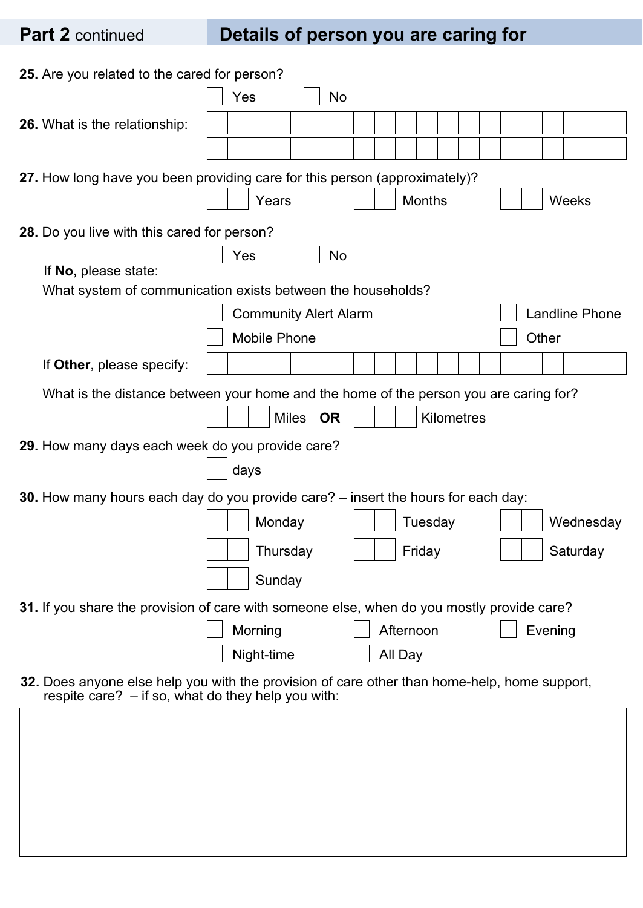## Part 2 continued — Details of person you are caring for

**25.** Are you related to the cared for person?

☐ Yes ☐ No

**26.** What is the relationship:

**27.** How long have you been providing care for this person (approximately)?

Years Months Weeks

**28.** Do you live with this cared for person?

☐ Yes ☐ No

If **No,** please state:

What system of communication exists between the households?

☐ Community Alert Alarm ☐ Landline Phone

☐ Mobile Phone ☐ Other

If **Other**, please specify:

What is the distance between your home and the home of the person you are caring for?

Miles **OR** Kilometres

**29.** How many days each week do you provide care?

days

**30.** How many hours each day do you provide care? – insert the hours for each day:

Monday Tuesday Wednesday

Thursday Friday Saturday

Sunday

**31.** If you share the provision of care with someone else, when do you mostly provide care?

☐ Morning ☐ Afternoon ☐ Evening

☐ Night-time ☐ All Day

**32.** Does anyone else help you with the provision of care other than home-help, home support, respite care? – if so, what do they help you with: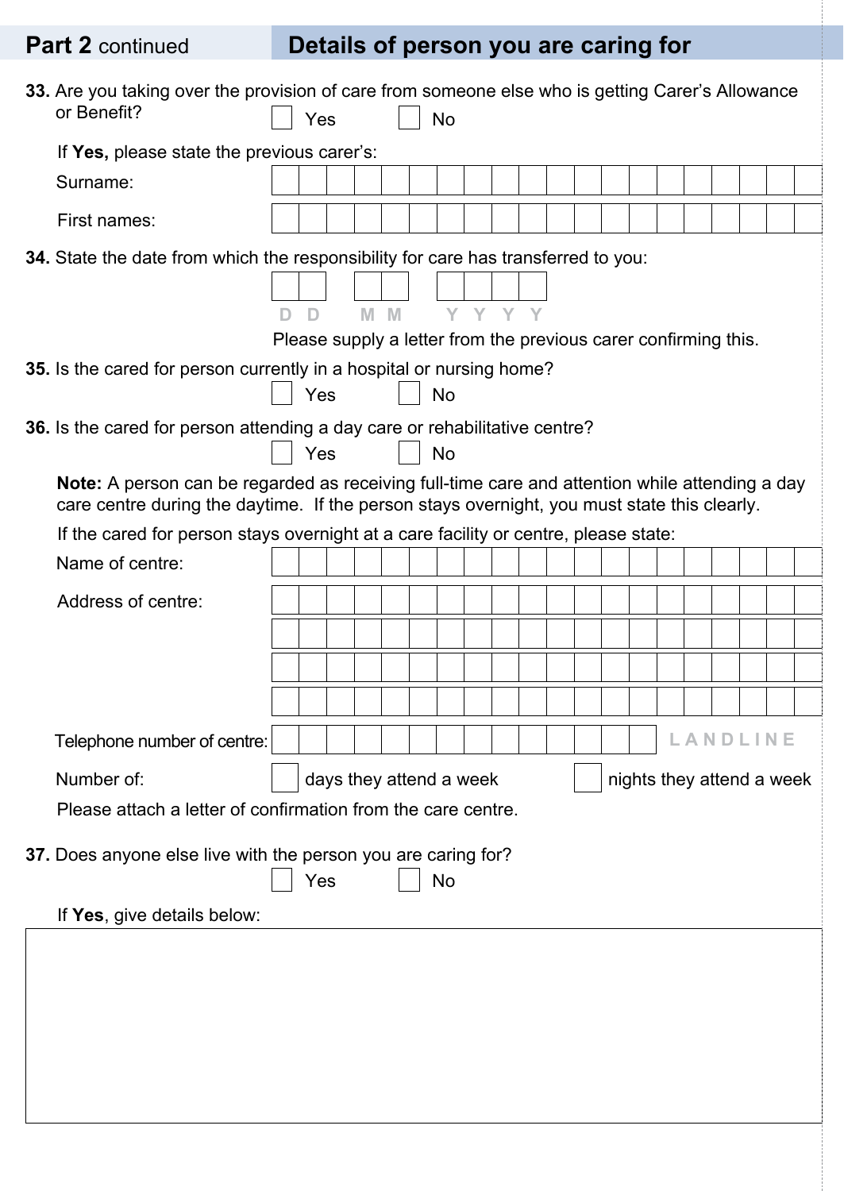## Part 2 continued — Details of person you are caring for

**33.** Are you taking over the provision of care from someone else who is getting Carer's Allowance or Benefit?

☐ Yes ☐ No

If **Yes,** please state the previous carer's:

Surname:

First names:

**34.** State the date from which the responsibility for care has transferred to you:

D D M M Y Y Y Y

Please supply a letter from the previous carer confirming this.

**35.** Is the cared for person currently in a hospital or nursing home?

☐ Yes ☐ No

**36.** Is the cared for person attending a day care or rehabilitative centre?

☐ Yes ☐ No

**Note:** A person can be regarded as receiving full-time care and attention while attending a day care centre during the daytime. If the person stays overnight, you must state this clearly.

If the cared for person stays overnight at a care facility or centre, please state:

Name of centre:

Address of centre:

Telephone number of centre: LANDLINE

Number of: ☐ days they attend a week ☐ nights they attend a week

Please attach a letter of confirmation from the care centre.

**37.** Does anyone else live with the person you are caring for?

☐ Yes ☐ No

If **Yes**, give details below: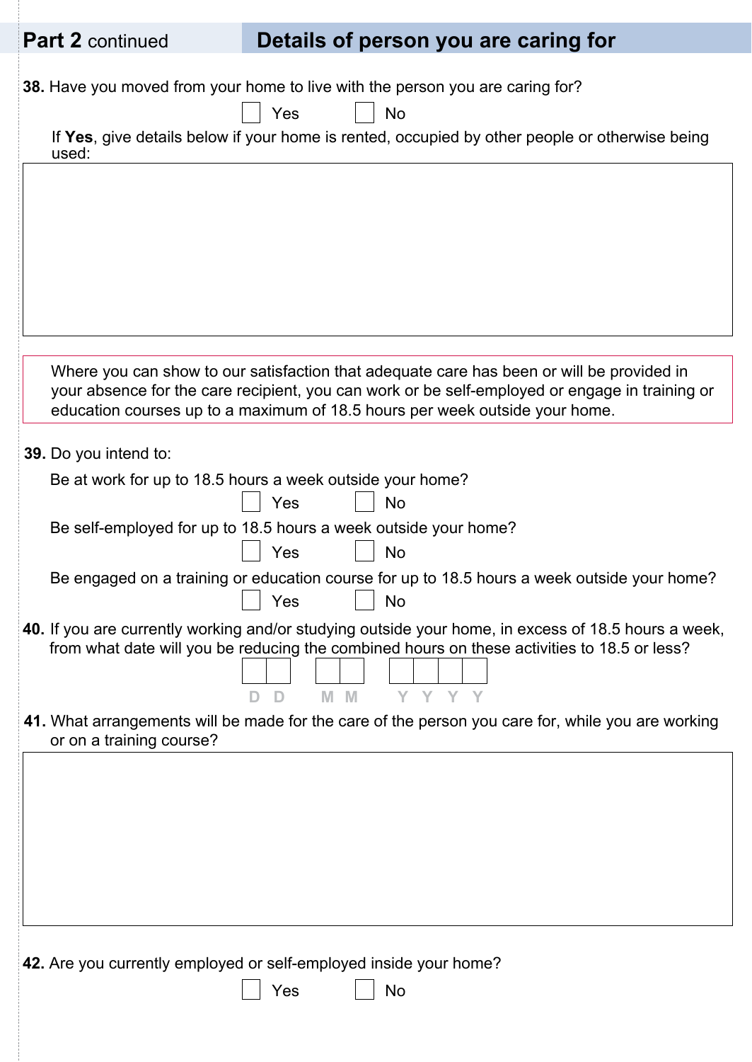## Part 2 continued — Details of person you are caring for

**38.** Have you moved from your home to live with the person you are caring for?

☐ Yes ☐ No

If **Yes**, give details below if your home is rented, occupied by other people or otherwise being used:

Where you can show to our satisfaction that adequate care has been or will be provided in your absence for the care recipient, you can work or be self-employed or engage in training or education courses up to a maximum of 18.5 hours per week outside your home.

**39.** Do you intend to:

Be at work for up to 18.5 hours a week outside your home?

☐ Yes ☐ No

Be self-employed for up to 18.5 hours a week outside your home?

☐ Yes ☐ No

Be engaged on a training or education course for up to 18.5 hours a week outside your home?

☐ Yes ☐ No

**40.** If you are currently working and/or studying outside your home, in excess of 18.5 hours a week, from what date will you be reducing the combined hours on these activities to 18.5 or less?

D D M M Y Y Y Y

**41.** What arrangements will be made for the care of the person you care for, while you are working or on a training course?

**42.** Are you currently employed or self-employed inside your home?

☐ Yes ☐ No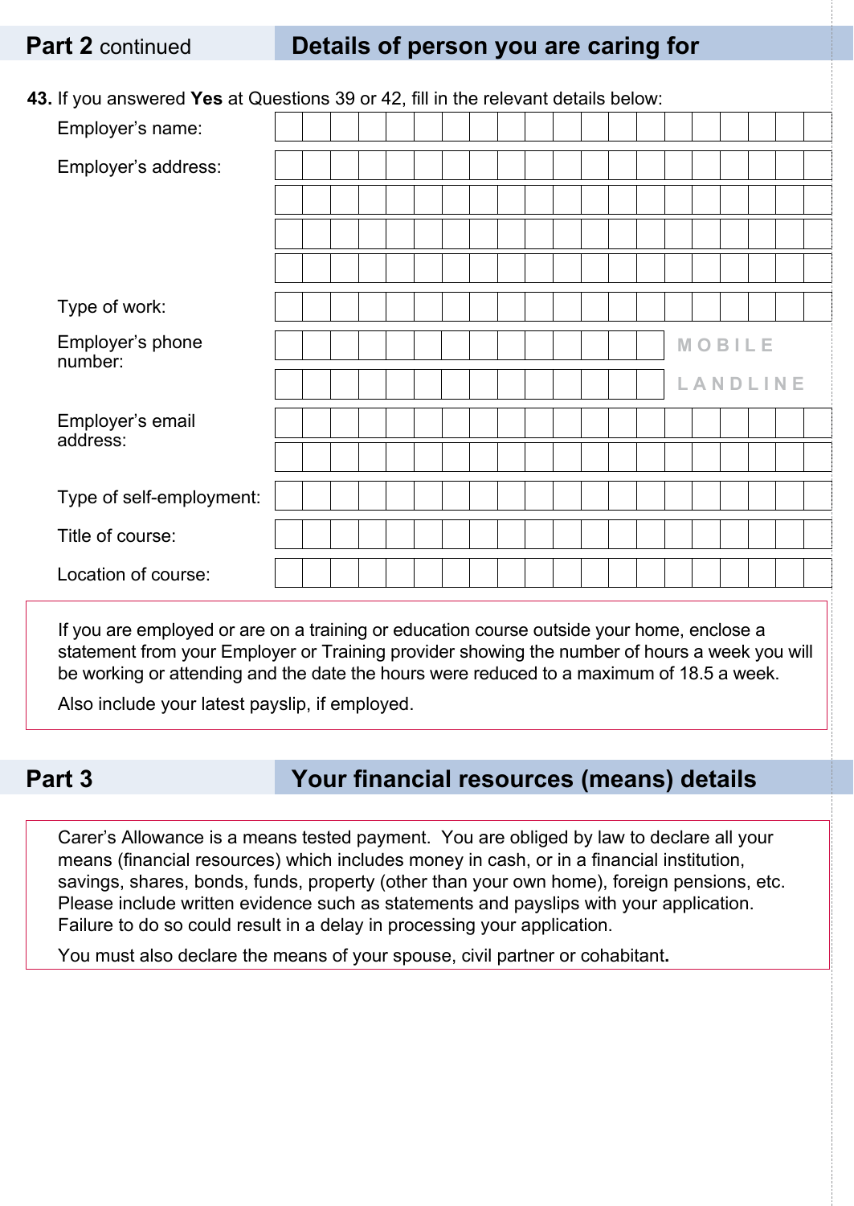## Part 2 continued — Details of person you are caring for

**43.** If you answered **Yes** at Questions 39 or 42, fill in the relevant details below:

Employer's name:

Employer's address:

Type of work:

Employer's phone number: MOBILE

LANDLINE

Employer's email address:

Type of self-employment:

Title of course:

Location of course:

If you are employed or are on a training or education course outside your home, enclose a statement from your Employer or Training provider showing the number of hours a week you will be working or attending and the date the hours were reduced to a maximum of 18.5 a week.

Also include your latest payslip, if employed.

## Part 3 — Your financial resources (means) details

Carer's Allowance is a means tested payment. You are obliged by law to declare all your means (financial resources) which includes money in cash, or in a financial institution, savings, shares, bonds, funds, property (other than your own home), foreign pensions, etc. Please include written evidence such as statements and payslips with your application. Failure to do so could result in a delay in processing your application.

You must also declare the means of your spouse, civil partner or cohabitant.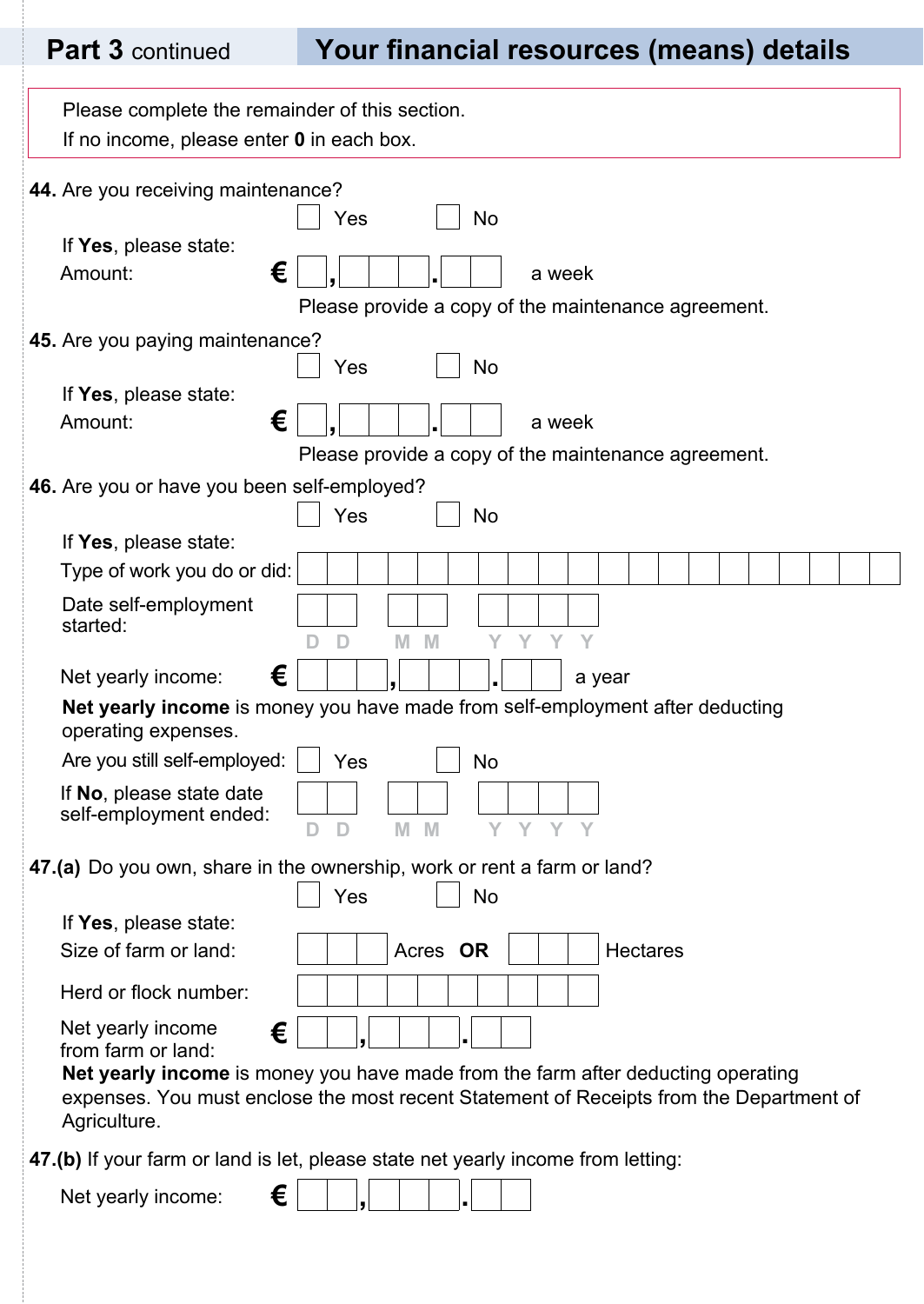## Part 3 continued — Your financial resources (means) details

Please complete the remainder of this section.
If no income, please enter **0** in each box.

**44.** Are you receiving maintenance?

☐ Yes ☐ No

If **Yes**, please state:

Amount: € ☐,☐☐☐.☐☐ a week

Please provide a copy of the maintenance agreement.

**45.** Are you paying maintenance?

☐ Yes ☐ No

If **Yes**, please state:

Amount: € ☐,☐☐☐.☐☐ a week

Please provide a copy of the maintenance agreement.

**46.** Are you or have you been self-employed?

☐ Yes ☐ No

If **Yes**, please state:

Type of work you do or did: ☐☐☐☐☐☐☐☐☐☐☐☐☐☐☐☐☐☐☐☐

Date self-employment started: ☐☐ ☐☐ ☐☐☐☐ (D D M M Y Y Y Y)

Net yearly income: € ☐☐☐,☐☐☐.☐☐ a year

**Net yearly income** is money you have made from self-employment after deducting operating expenses.

Are you still self-employed: ☐ Yes ☐ No

If **No**, please state date self-employment ended: ☐☐ ☐☐ ☐☐☐☐ (D D M M Y Y Y Y)

**47.(a)** Do you own, share in the ownership, work or rent a farm or land?

☐ Yes ☐ No

If **Yes**, please state:

Size of farm or land: ☐☐☐ Acres **OR** ☐☐☐ Hectares

Herd or flock number: ☐☐☐☐☐☐☐☐☐☐

Net yearly income from farm or land: € ☐☐,☐☐☐.☐☐

**Net yearly income** is money you have made from the farm after deducting operating expenses. You must enclose the most recent Statement of Receipts from the Department of Agriculture.

**47.(b)** If your farm or land is let, please state net yearly income from letting:

Net yearly income: € ☐☐,☐☐☐.☐☐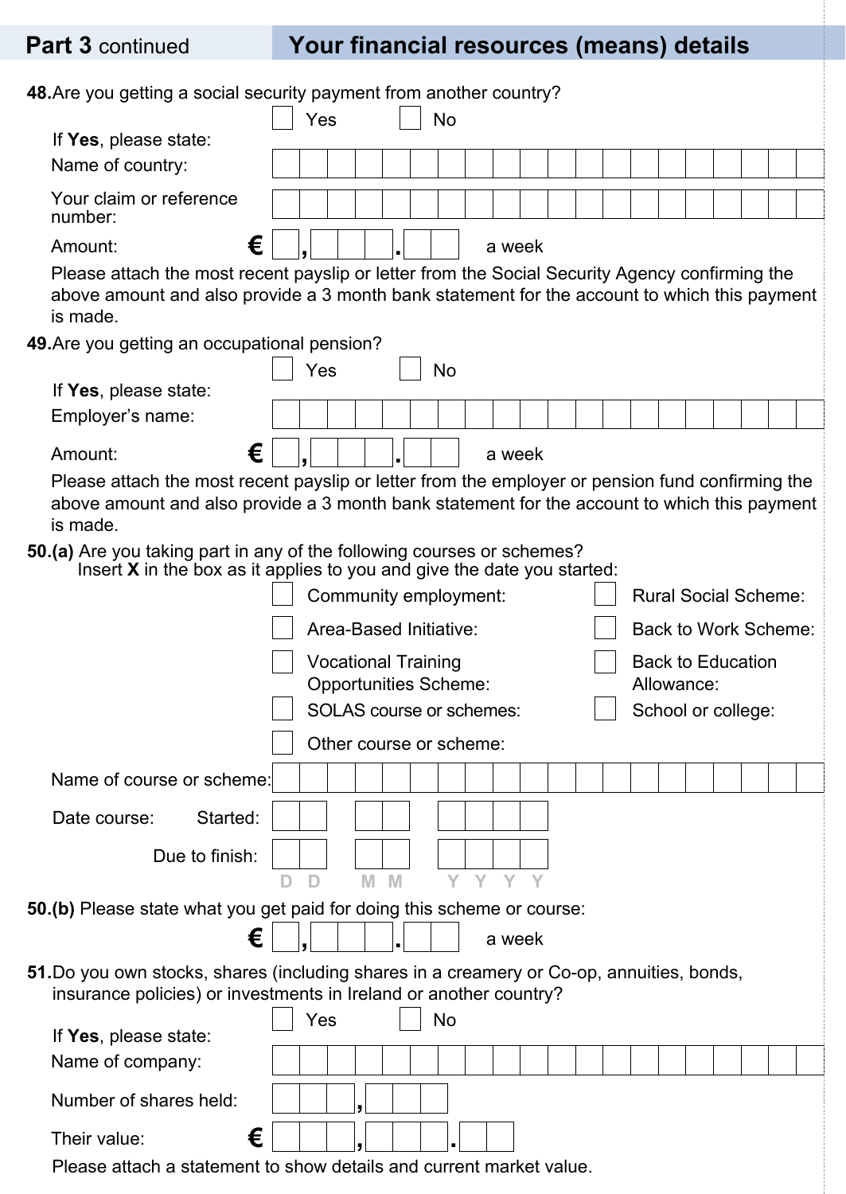## Part 3 continued — Your financial resources (means) details

**48.** Are you getting a social security payment from another country?

☐ Yes ☐ No

If **Yes**, please state:

Name of country: ____________________

Your claim or reference number: ____________________

Amount: € _ , _ _ _ . _ _ a week

Please attach the most recent payslip or letter from the Social Security Agency confirming the above amount and also provide a 3 month bank statement for the account to which this payment is made.

**49.** Are you getting an occupational pension?

☐ Yes ☐ No

If **Yes**, please state:

Employer's name: ____________________

Amount: € _ , _ _ _ . _ _ a week

Please attach the most recent payslip or letter from the employer or pension fund confirming the above amount and also provide a 3 month bank statement for the account to which this payment is made.

**50.(a)** Are you taking part in any of the following courses or schemes?
Insert **X** in the box as it applies to you and give the date you started:

- ☐ Community employment:
- ☐ Rural Social Scheme:
- ☐ Area-Based Initiative:
- ☐ Back to Work Scheme:
- ☐ Vocational Training Opportunities Scheme:
- ☐ Back to Education Allowance:
- ☐ SOLAS course or schemes:
- ☐ School or college:
- ☐ Other course or scheme:

Name of course or scheme: ____________________

Date course:

Started: DD MM YYYY

Due to finish: DD MM YYYY

**50.(b)** Please state what you get paid for doing this scheme or course:

€ _ , _ _ _ . _ _ a week

**51.** Do you own stocks, shares (including shares in a creamery or Co-op, annuities, bonds, insurance policies) or investments in Ireland or another country?

☐ Yes ☐ No

If **Yes**, please state:

Name of company: ____________________

Number of shares held: _ _ _ , _ _ _

Their value: € _ _ _ , _ _ _ . _ _

Please attach a statement to show details and current market value.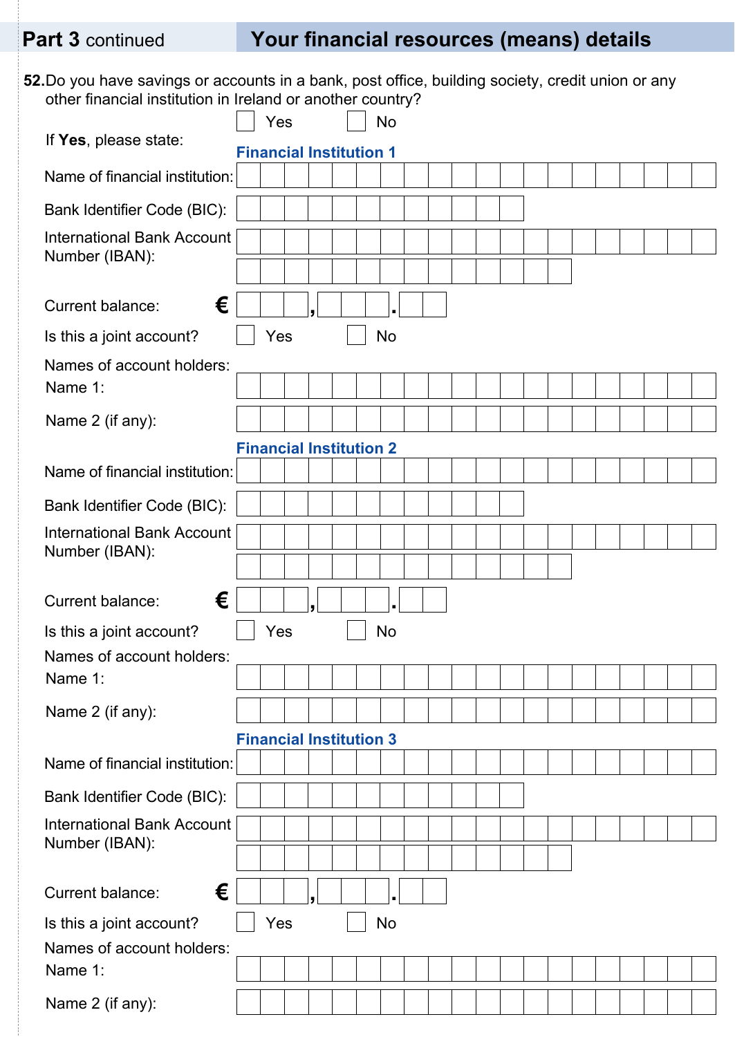## Part 3 continued — Your financial resources (means) details

**52.** Do you have savings or accounts in a bank, post office, building society, credit union or any other financial institution in Ireland or another country?

☐ Yes ☐ No

If **Yes**, please state:

### Financial Institution 1

Name of financial institution:

Bank Identifier Code (BIC):

International Bank Account Number (IBAN):

Current balance: € ___,___.__

Is this a joint account? ☐ Yes ☐ No

Names of account holders:

Name 1:

Name 2 (if any):

### Financial Institution 2

Name of financial institution:

Bank Identifier Code (BIC):

International Bank Account Number (IBAN):

Current balance: € ___,___.__

Is this a joint account? ☐ Yes ☐ No

Names of account holders:

Name 1:

Name 2 (if any):

### Financial Institution 3

Name of financial institution:

Bank Identifier Code (BIC):

International Bank Account Number (IBAN):

Current balance: € ___,___.__

Is this a joint account? ☐ Yes ☐ No

Names of account holders:

Name 1:

Name 2 (if any):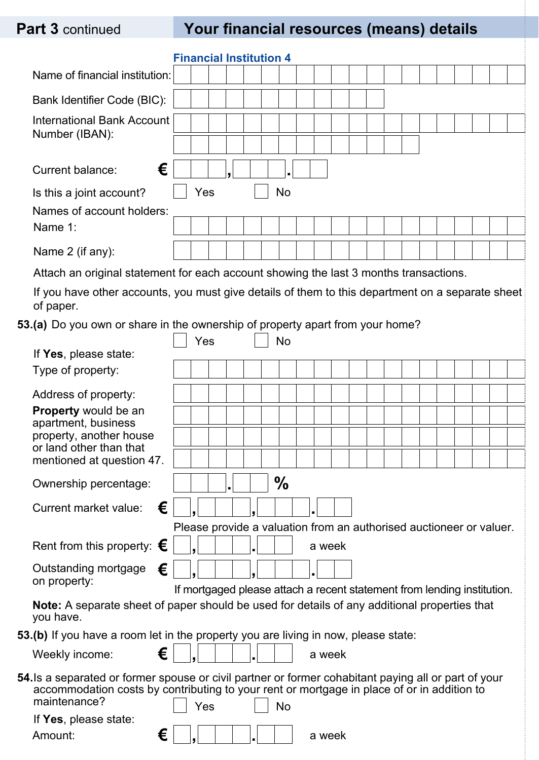## Part 3 continued — Your financial resources (means) details

**Financial Institution 4**

Name of financial institution: \_\_\_\_\_\_\_\_\_\_\_\_\_\_\_\_

Bank Identifier Code (BIC): \_\_\_\_\_\_\_\_\_\_\_\_\_\_\_\_

International Bank Account Number (IBAN): \_\_\_\_\_\_\_\_\_\_\_\_\_\_\_\_

Current balance: € \_\_\_,\_\_\_.\_\_

Is this a joint account? ☐ Yes ☐ No

Names of account holders:

Name 1: \_\_\_\_\_\_\_\_\_\_\_\_\_\_\_\_

Name 2 (if any): \_\_\_\_\_\_\_\_\_\_\_\_\_\_\_\_

Attach an original statement for each account showing the last 3 months transactions.

If you have other accounts, you must give details of them to this department on a separate sheet of paper.

**53.(a)** Do you own or share in the ownership of property apart from your home?

☐ Yes ☐ No

If **Yes**, please state:

Type of property: \_\_\_\_\_\_\_\_\_\_\_\_\_\_\_\_

Address of property: \_\_\_\_\_\_\_\_\_\_\_\_\_\_\_\_

**Property** would be an apartment, business property, another house or land other than that mentioned at question 47.

Ownership percentage: \_\_\_.\_\_ %

Current market value: € \_,\_\_\_,\_\_\_.\_\_

Please provide a valuation from an authorised auctioneer or valuer.

Rent from this property: € \_,\_\_\_.\_\_ a week

Outstanding mortgage on property: € \_,\_\_\_,\_\_\_.\_\_

If mortgaged please attach a recent statement from lending institution.

**Note:** A separate sheet of paper should be used for details of any additional properties that you have.

**53.(b)** If you have a room let in the property you are living in now, please state:

Weekly income: € \_,\_\_\_.\_\_ a week

**54.** Is a separated or former spouse or civil partner or former cohabitant paying all or part of your accommodation costs by contributing to your rent or mortgage in place of or in addition to maintenance?

☐ Yes ☐ No

If **Yes**, please state:

Amount: € \_,\_\_\_.\_\_ a week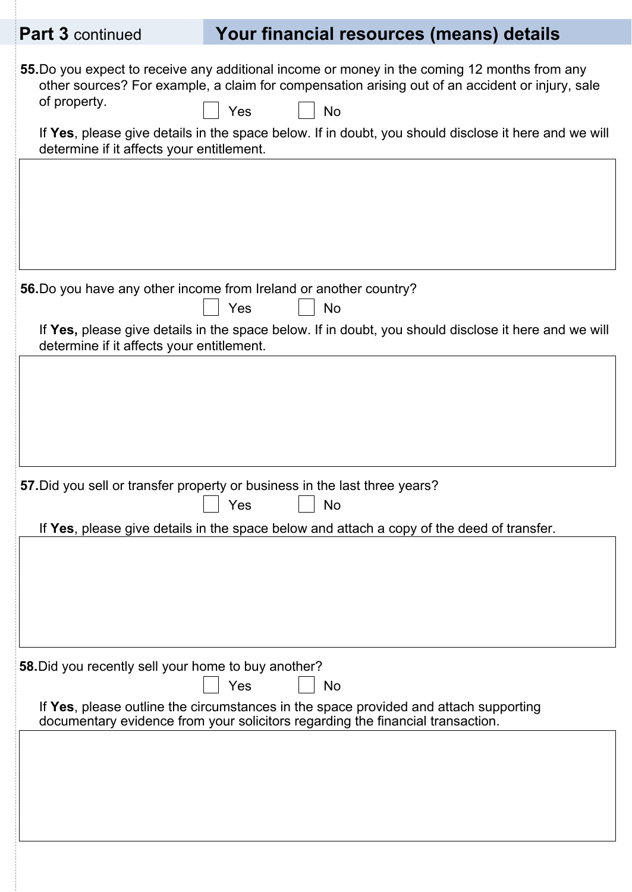## Part 3 continued — Your financial resources (means) details

**55.** Do you expect to receive any additional income or money in the coming 12 months from any other sources? For example, a claim for compensation arising out of an accident or injury, sale of property.

☐ Yes ☐ No

If **Yes**, please give details in the space below. If in doubt, you should disclose it here and we will determine if it affects your entitlement.

**56.** Do you have any other income from Ireland or another country?

☐ Yes ☐ No

If **Yes,** please give details in the space below. If in doubt, you should disclose it here and we will determine if it affects your entitlement.

**57.** Did you sell or transfer property or business in the last three years?

☐ Yes ☐ No

If **Yes**, please give details in the space below and attach a copy of the deed of transfer.

**58.** Did you recently sell your home to buy another?

☐ Yes ☐ No

If **Yes**, please outline the circumstances in the space provided and attach supporting documentary evidence from your solicitors regarding the financial transaction.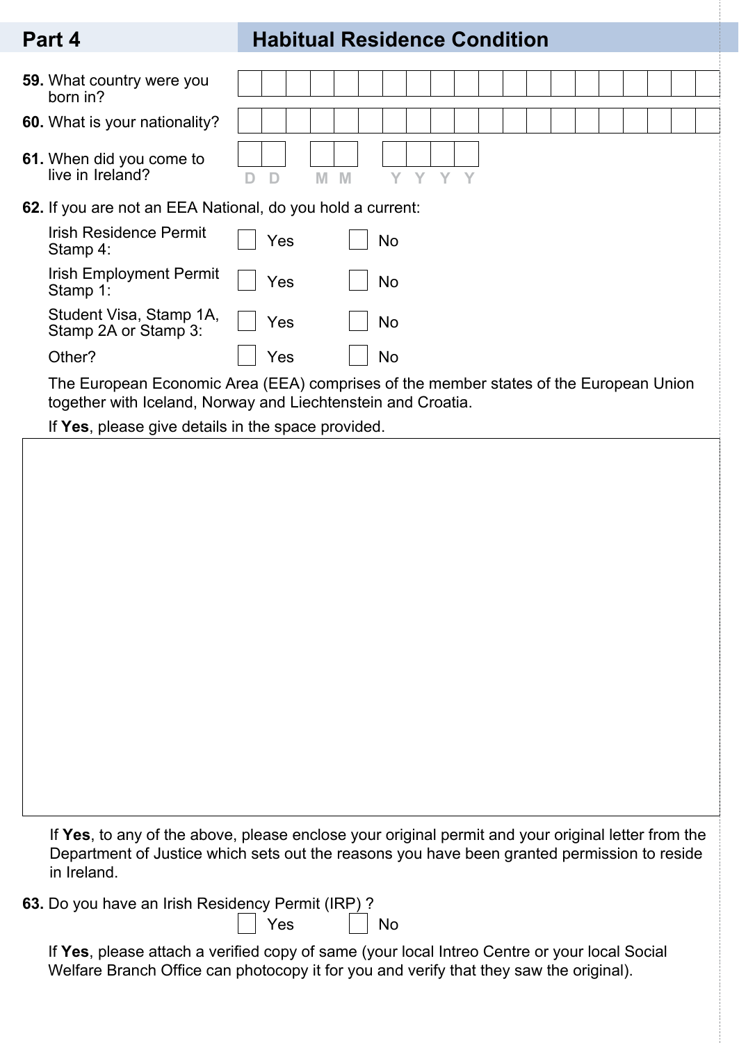## Part 4 Habitual Residence Condition

**59.** What country were you born in?

**60.** What is your nationality?

**61.** When did you come to live in Ireland?

D D M M Y Y Y Y

**62.** If you are not an EEA National, do you hold a current:

| | | |
|---|---|---|
| Irish Residence Permit Stamp 4: | ☐ Yes | ☐ No |
| Irish Employment Permit Stamp 1: | ☐ Yes | ☐ No |
| Student Visa, Stamp 1A, Stamp 2A or Stamp 3: | ☐ Yes | ☐ No |
| Other? | ☐ Yes | ☐ No |

The European Economic Area (EEA) comprises of the member states of the European Union together with Iceland, Norway and Liechtenstein and Croatia.

If **Yes**, please give details in the space provided.

If **Yes**, to any of the above, please enclose your original permit and your original letter from the Department of Justice which sets out the reasons you have been granted permission to reside in Ireland.

**63.** Do you have an Irish Residency Permit (IRP) ?

☐ Yes ☐ No

If **Yes**, please attach a verified copy of same (your local Intreo Centre or your local Social Welfare Branch Office can photocopy it for you and verify that they saw the original).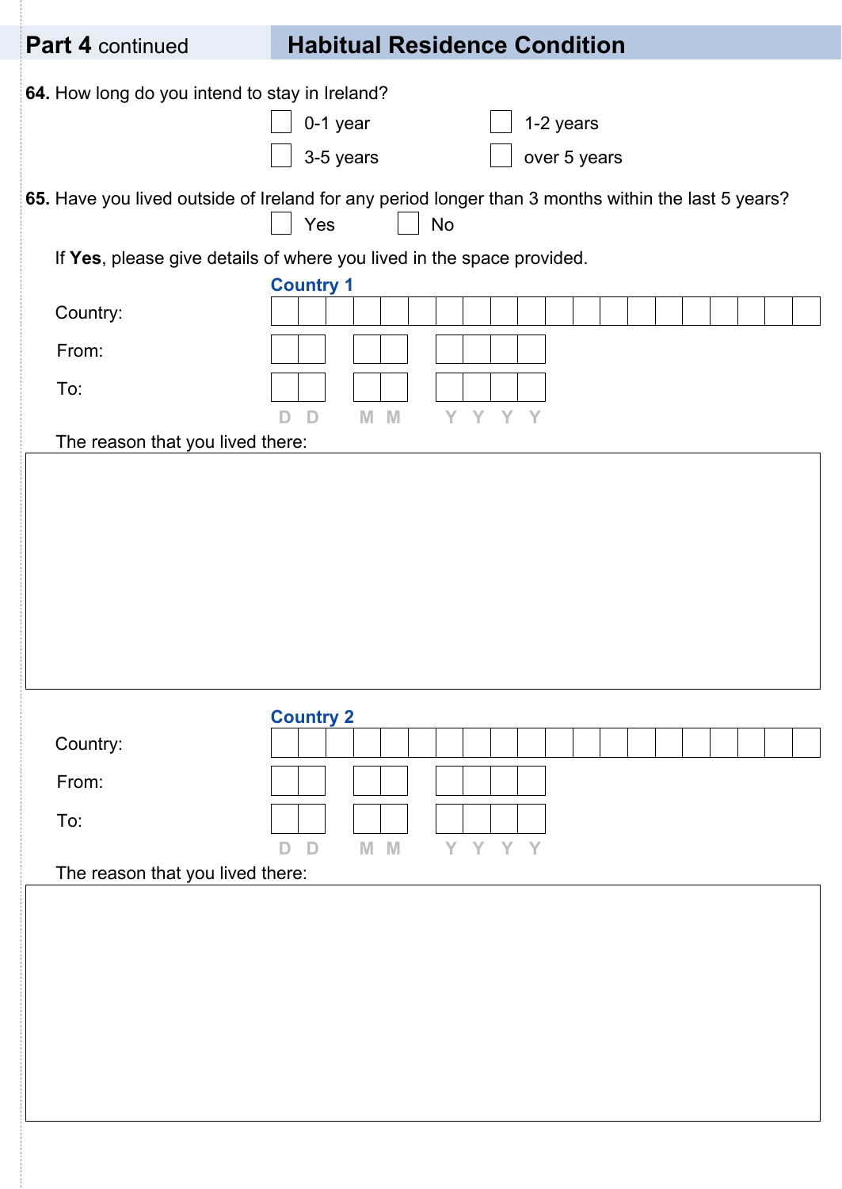## Part 4 continued — Habitual Residence Condition

**64.** How long do you intend to stay in Ireland?

☐ 0-1 year ☐ 1-2 years

☐ 3-5 years ☐ over 5 years

**65.** Have you lived outside of Ireland for any period longer than 3 months within the last 5 years?

☐ Yes ☐ No

If **Yes**, please give details of where you lived in the space provided.

**Country 1**

Country: ____________________

From: D D / M M / Y Y Y Y

To: D D / M M / Y Y Y Y

The reason that you lived there:

____________________

**Country 2**

Country: ____________________

From: D D / M M / Y Y Y Y

To: D D / M M / Y Y Y Y

The reason that you lived there:

____________________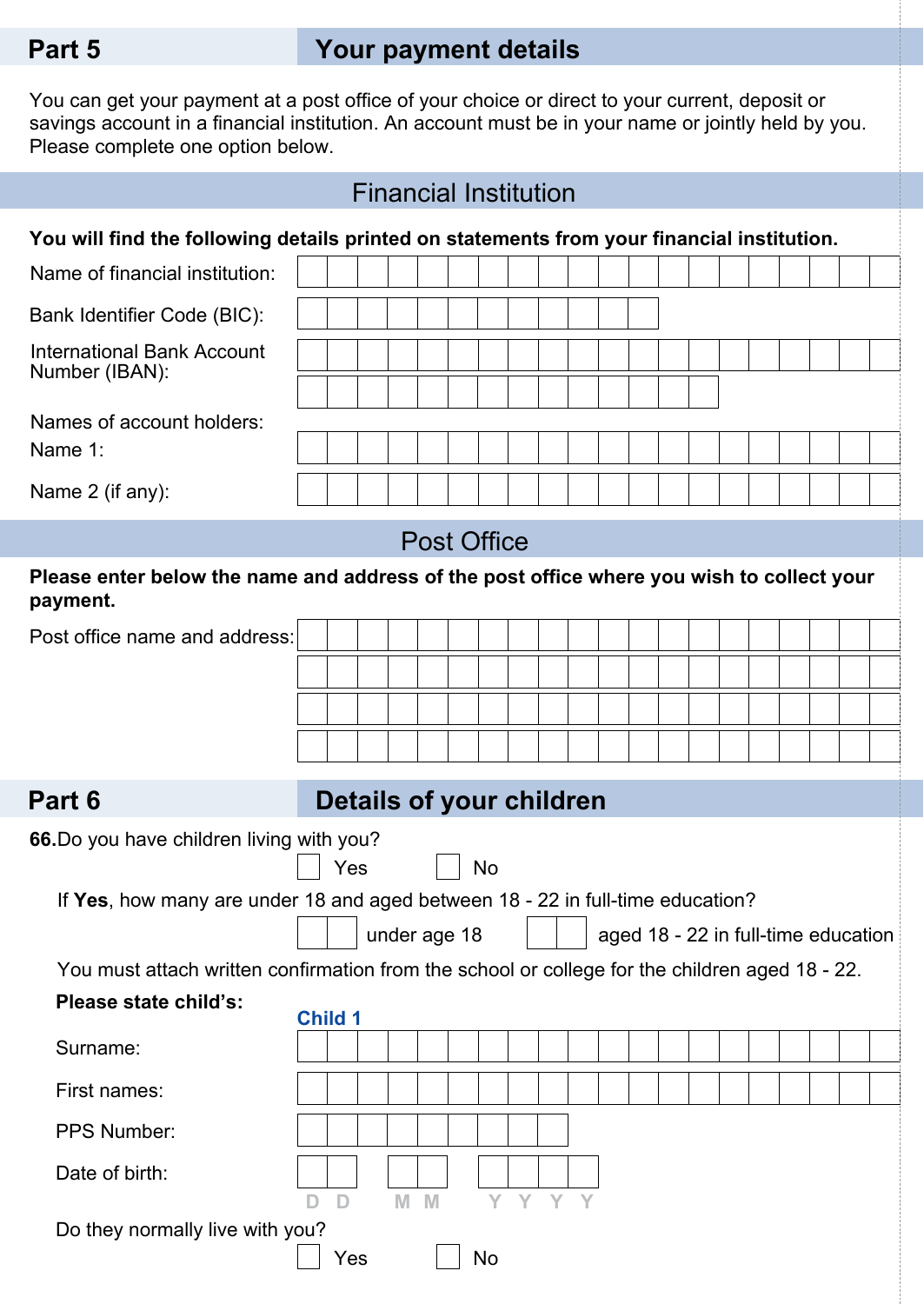## Part 5 Your payment details

You can get your payment at a post office of your choice or direct to your current, deposit or savings account in a financial institution. An account must be in your name or jointly held by you. Please complete one option below.

### Financial Institution

**You will find the following details printed on statements from your financial institution.**

Name of financial institution:

Bank Identifier Code (BIC):

International Bank Account Number (IBAN):

Names of account holders:

Name 1:

Name 2 (if any):

### Post Office

**Please enter below the name and address of the post office where you wish to collect your payment.**

Post office name and address:

## Part 6 Details of your children

**66.** Do you have children living with you?

☐ Yes ☐ No

If **Yes**, how many are under 18 and aged between 18 - 22 in full-time education?

☐☐ under age 18 ☐☐ aged 18 - 22 in full-time education

You must attach written confirmation from the school or college for the children aged 18 - 22.

**Please state child's:**

**Child 1**

Surname:

First names:

PPS Number:

Date of birth: D D M M Y Y Y Y

Do they normally live with you?

☐ Yes ☐ No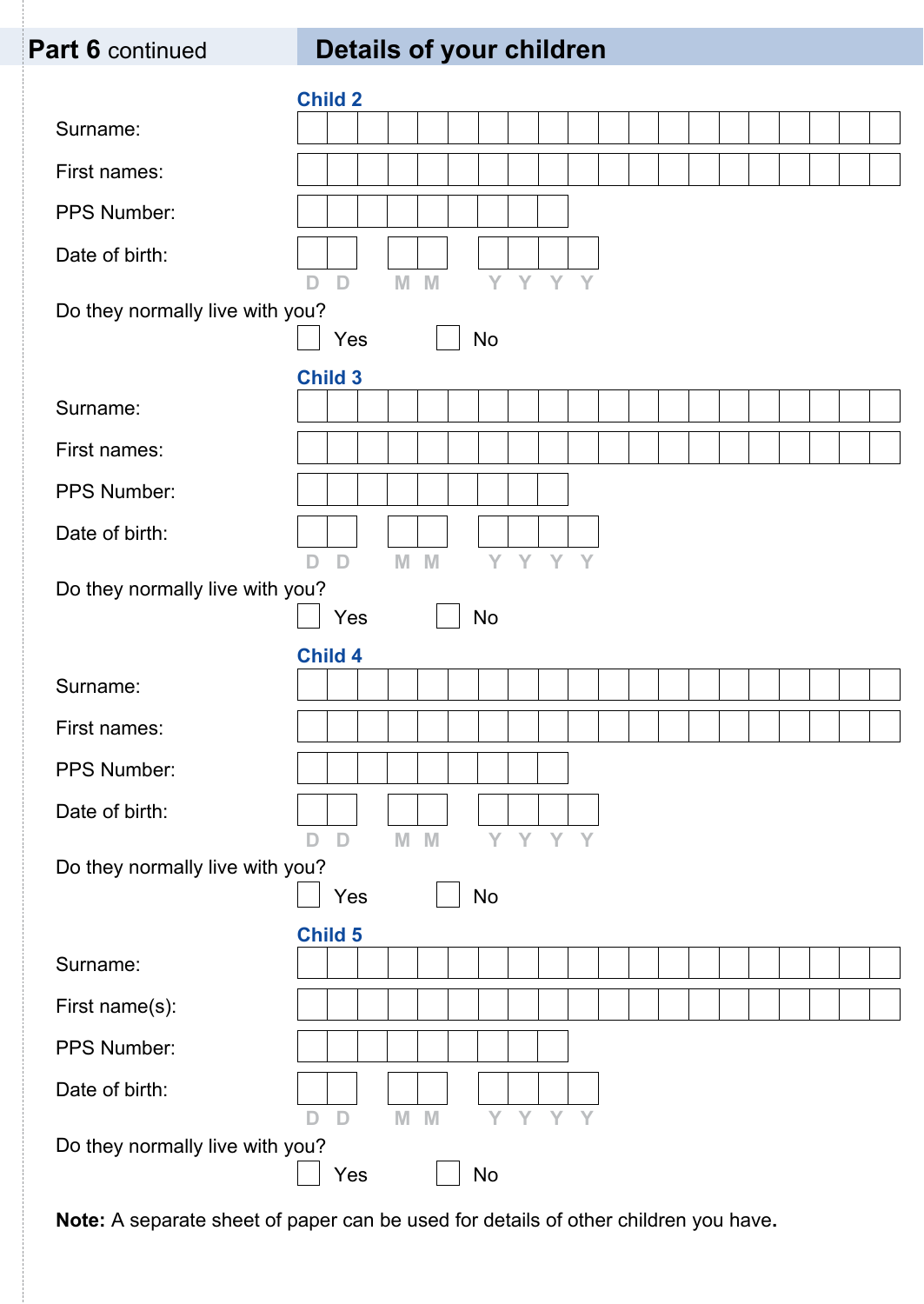## Part 6 continued — Details of your children

### Child 2

Surname:

First names:

PPS Number:

Date of birth: D D M M Y Y Y Y

Do they normally live with you?

☐ Yes ☐ No

### Child 3

Surname:

First names:

PPS Number:

Date of birth: D D M M Y Y Y Y

Do they normally live with you?

☐ Yes ☐ No

### Child 4

Surname:

First names:

PPS Number:

Date of birth: D D M M Y Y Y Y

Do they normally live with you?

☐ Yes ☐ No

### Child 5

Surname:

First name(s):

PPS Number:

Date of birth: D D M M Y Y Y Y

Do they normally live with you?

☐ Yes ☐ No

**Note:** A separate sheet of paper can be used for details of other children you have.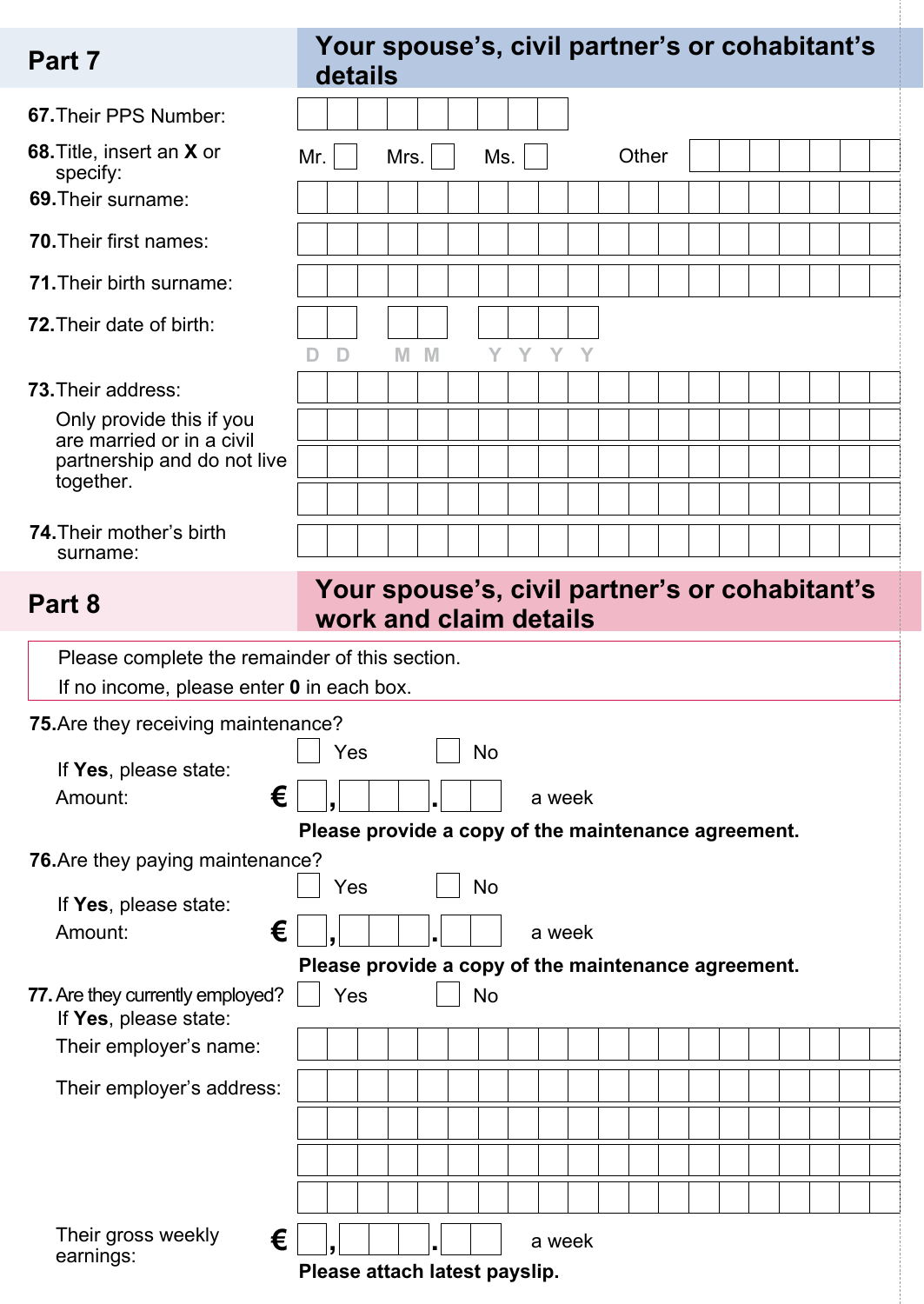## Part 7 — Your spouse's, civil partner's or cohabitant's details

**67.** Their PPS Number: ____________

**68.** Title, insert an **X** or specify: Mr. ☐ Mrs. ☐ Ms. ☐ Other ____________

**69.** Their surname: ____________

**70.** Their first names: ____________

**71.** Their birth surname: ____________

**72.** Their date of birth: D D / M M / Y Y Y Y

**73.** Their address: ____________

Only provide this if you are married or in a civil partnership and do not live together.

**74.** Their mother's birth surname: ____________

## Part 8 — Your spouse's, civil partner's or cohabitant's work and claim details

Please complete the remainder of this section.

If no income, please enter **0** in each box.

**75.** Are they receiving maintenance? ☐ Yes ☐ No

If **Yes**, please state:

Amount: € ☐,☐☐☐.☐☐ a week

**Please provide a copy of the maintenance agreement.**

**76.** Are they paying maintenance? ☐ Yes ☐ No

If **Yes**, please state:

Amount: € ☐,☐☐☐.☐☐ a week

**Please provide a copy of the maintenance agreement.**

**77.** Are they currently employed? ☐ Yes ☐ No

If **Yes**, please state:

Their employer's name: ____________

Their employer's address: ____________

Their gross weekly earnings: € ☐,☐☐☐.☐☐ a week

**Please attach latest payslip.**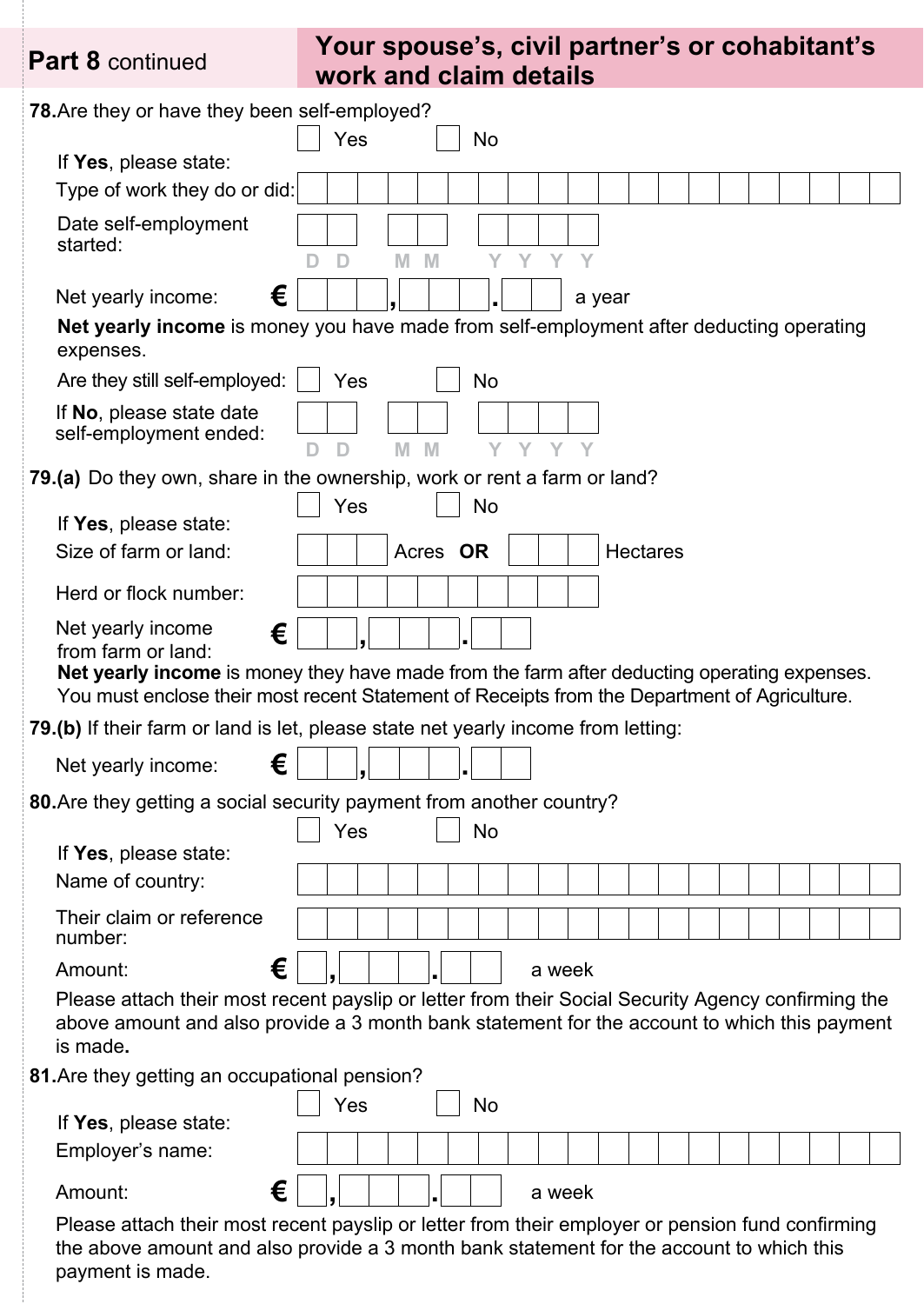## Part 8 continued — Your spouse's, civil partner's or cohabitant's work and claim details

**78.** Are they or have they been self-employed?

☐ Yes ☐ No

If **Yes**, please state:

Type of work they do or did: ____________________

Date self-employment started: DD MM YYYY

Net yearly income: € ___,___.__ a year

**Net yearly income** is money you have made from self-employment after deducting operating expenses.

Are they still self-employed: ☐ Yes ☐ No

If **No**, please state date self-employment ended: DD MM YYYY

**79.(a)** Do they own, share in the ownership, work or rent a farm or land?

☐ Yes ☐ No

If **Yes**, please state:

Size of farm or land: ___ Acres **OR** ___ Hectares

Herd or flock number: ____________________

Net yearly income from farm or land: € __,___.__

**Net yearly income** is money they have made from the farm after deducting operating expenses. You must enclose their most recent Statement of Receipts from the Department of Agriculture.

**79.(b)** If their farm or land is let, please state net yearly income from letting:

Net yearly income: € __,___.__

**80.** Are they getting a social security payment from another country?

☐ Yes ☐ No

If **Yes**, please state:

Name of country: ____________________

Their claim or reference number: ____________________

Amount: € _,___.__ a week

Please attach their most recent payslip or letter from their Social Security Agency confirming the above amount and also provide a 3 month bank statement for the account to which this payment is made.

**81.** Are they getting an occupational pension?

☐ Yes ☐ No

If **Yes**, please state:

Employer's name: ____________________

Amount: € _,___.__ a week

Please attach their most recent payslip or letter from their employer or pension fund confirming the above amount and also provide a 3 month bank statement for the account to which this payment is made.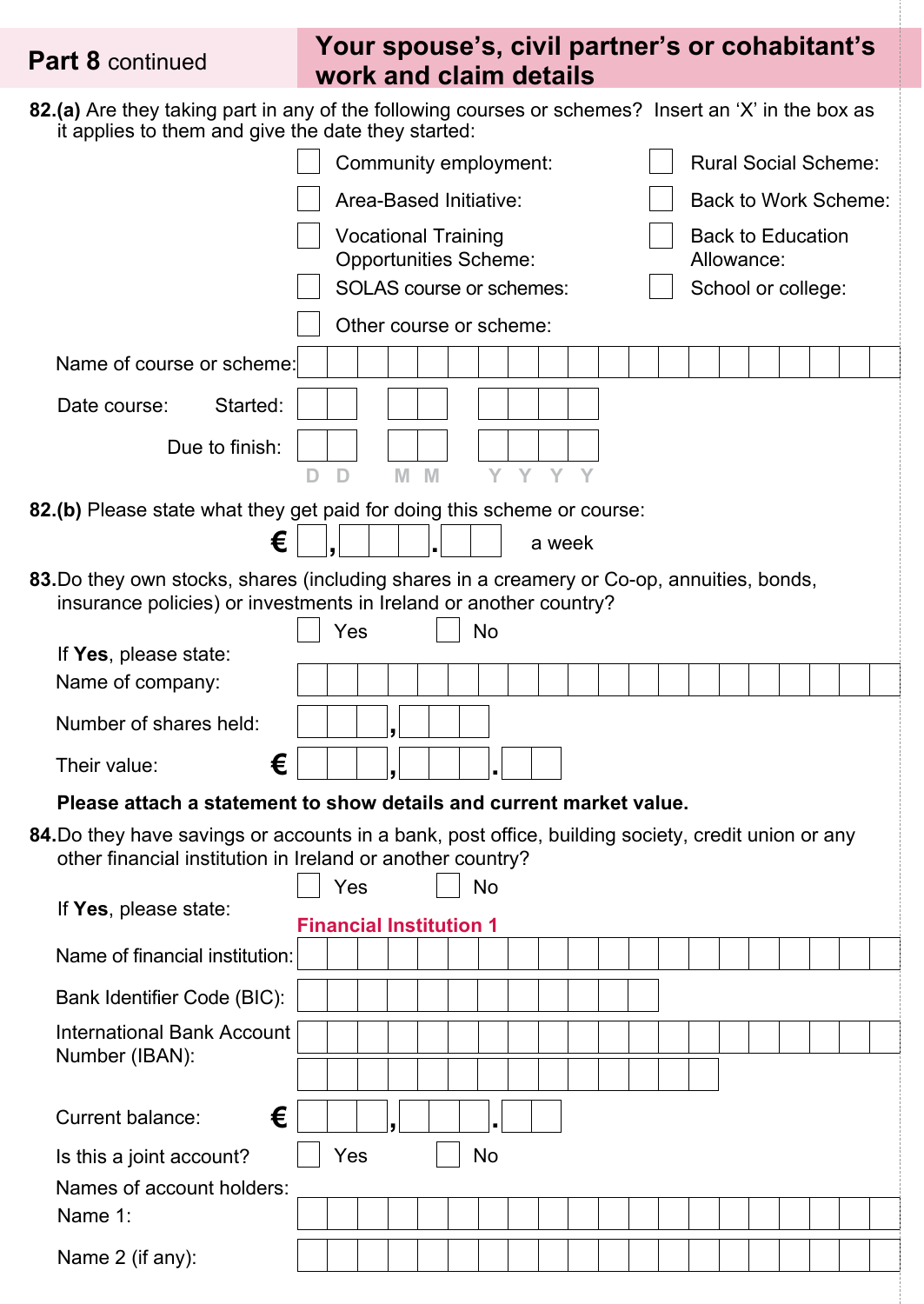## Part 8 continued — Your spouse's, civil partner's or cohabitant's work and claim details

**82.(a)** Are they taking part in any of the following courses or schemes? Insert an 'X' in the box as it applies to them and give the date they started:

- ☐ Community employment:
- ☐ Rural Social Scheme:
- ☐ Area-Based Initiative:
- ☐ Back to Work Scheme:
- ☐ Vocational Training Opportunities Scheme:
- ☐ Back to Education Allowance:
- ☐ SOLAS course or schemes:
- ☐ School or college:
- ☐ Other course or scheme:

Name of course or scheme:

Date course: Started: D D M M Y Y Y Y

Due to finish: D D M M Y Y Y Y

**82.(b)** Please state what they get paid for doing this scheme or course:

€ \_\_,\_\_\_.\_\_ a week

**83.** Do they own stocks, shares (including shares in a creamery or Co-op, annuities, bonds, insurance policies) or investments in Ireland or another country?

☐ Yes ☐ No

If **Yes**, please state:

Name of company:

Number of shares held:

Their value: € \_\_\_,\_\_\_.\_\_

**Please attach a statement to show details and current market value.**

**84.** Do they have savings or accounts in a bank, post office, building society, credit union or any other financial institution in Ireland or another country?

☐ Yes ☐ No

If **Yes**, please state:

**Financial Institution 1**

Name of financial institution:

Bank Identifier Code (BIC):

International Bank Account Number (IBAN):

Current balance: € \_\_\_,\_\_\_.\_\_

Is this a joint account? ☐ Yes ☐ No

Names of account holders:

Name 1:

Name 2 (if any):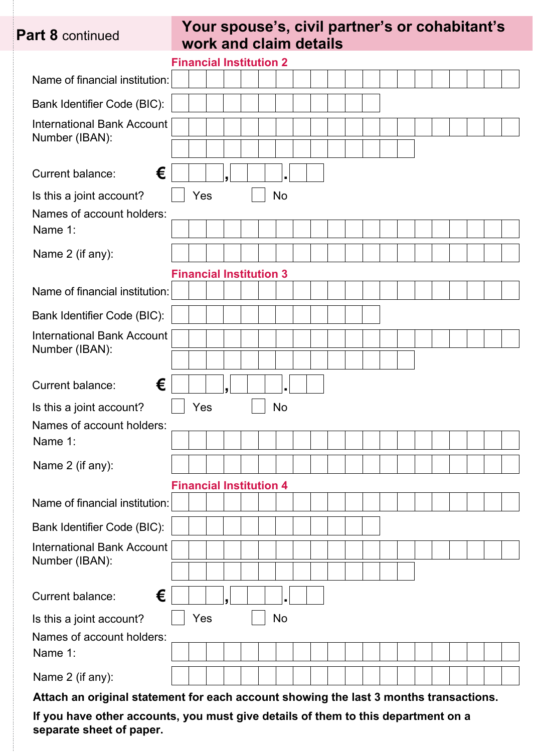## Part 8 continued — Your spouse's, civil partner's or cohabitant's work and claim details

### Financial Institution 2

Name of financial institution:

Bank Identifier Code (BIC):

International Bank Account Number (IBAN):

Current balance: € ___ , ___ . __

Is this a joint account? ☐ Yes ☐ No

Names of account holders:

Name 1:

Name 2 (if any):

### Financial Institution 3

Name of financial institution:

Bank Identifier Code (BIC):

International Bank Account Number (IBAN):

Current balance: € ___ , ___ . __

Is this a joint account? ☐ Yes ☐ No

Names of account holders:

Name 1:

Name 2 (if any):

### Financial Institution 4

Name of financial institution:

Bank Identifier Code (BIC):

International Bank Account Number (IBAN):

Current balance: € ___ , ___ . __

Is this a joint account? ☐ Yes ☐ No

Names of account holders:

Name 1:

Name 2 (if any):

**Attach an original statement for each account showing the last 3 months transactions.**

**If you have other accounts, you must give details of them to this department on a separate sheet of paper.**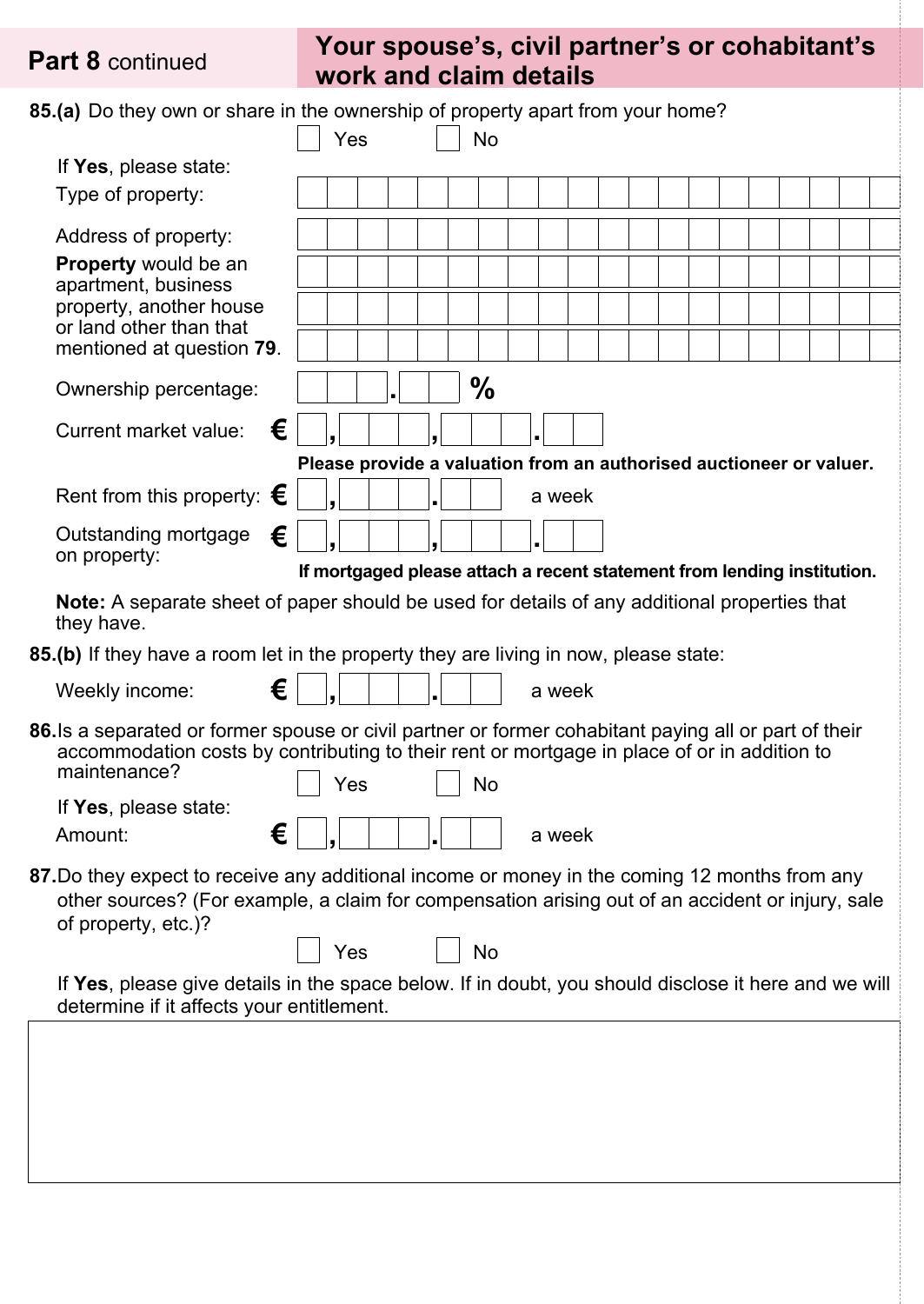## Part 8 continued — Your spouse's, civil partner's or cohabitant's work and claim details

**85.(a)** Do they own or share in the ownership of property apart from your home?

☐ Yes ☐ No

If **Yes**, please state:

Type of property:

Address of property:

**Property** would be an apartment, business property, another house or land other than that mentioned at question **79**.

Ownership percentage: ___ . __ %

Current market value: € _ , ___ , ___ . __

**Please provide a valuation from an authorised auctioneer or valuer.**

Rent from this property: € _ , ___ . __ a week

Outstanding mortgage on property: € _ , ___ , ___ . __

**If mortgaged please attach a recent statement from lending institution.**

**Note:** A separate sheet of paper should be used for details of any additional properties that they have.

**85.(b)** If they have a room let in the property they are living in now, please state:

Weekly income: € _ , ___ . __ a week

**86.** Is a separated or former spouse or civil partner or former cohabitant paying all or part of their accommodation costs by contributing to their rent or mortgage in place of or in addition to maintenance?

☐ Yes ☐ No

If **Yes**, please state:

Amount: € _ , ___ . __ a week

**87.** Do they expect to receive any additional income or money in the coming 12 months from any other sources? (For example, a claim for compensation arising out of an accident or injury, sale of property, etc.)?

☐ Yes ☐ No

If **Yes**, please give details in the space below. If in doubt, you should disclose it here and we will determine if it affects your entitlement.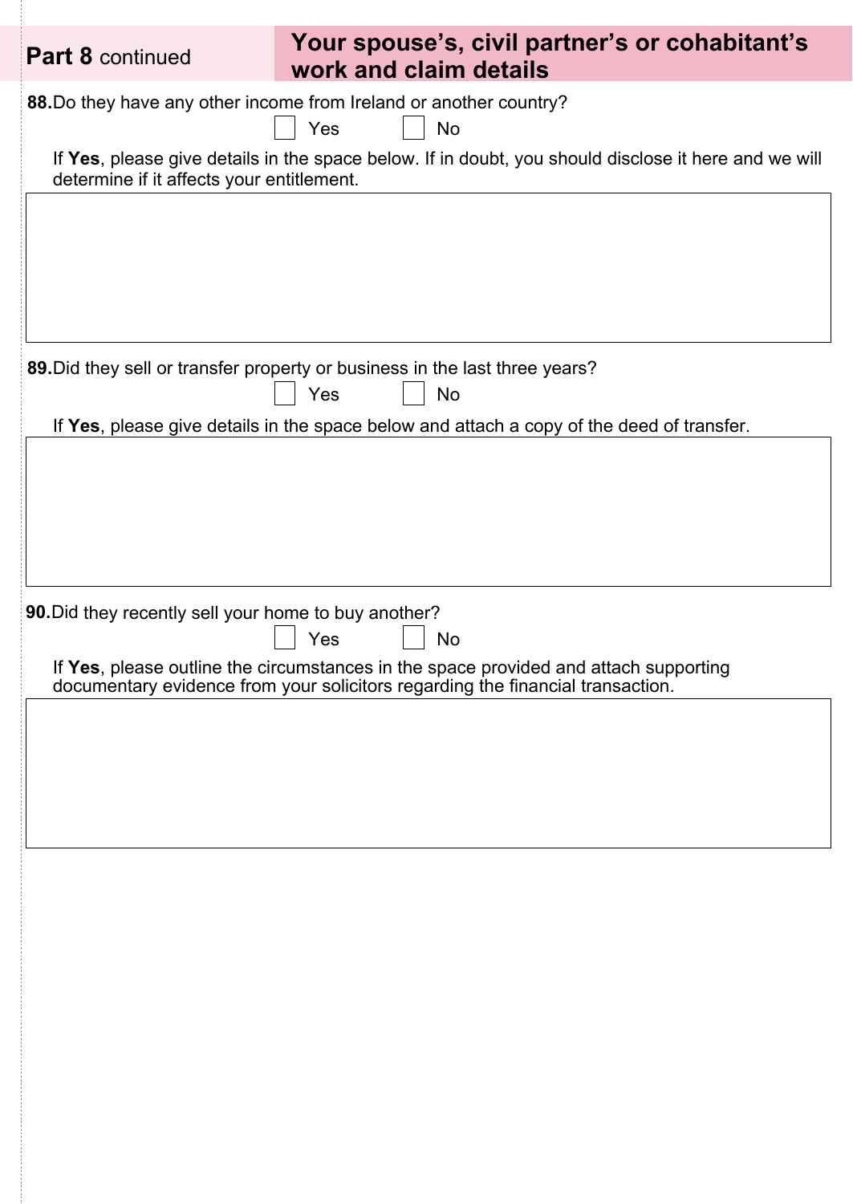## Part 8 continued — Your spouse's, civil partner's or cohabitant's work and claim details

**88.** Do they have any other income from Ireland or another country?

☐ Yes ☐ No

If **Yes**, please give details in the space below. If in doubt, you should disclose it here and we will determine if it affects your entitlement.

**89.** Did they sell or transfer property or business in the last three years?

☐ Yes ☐ No

If **Yes**, please give details in the space below and attach a copy of the deed of transfer.

**90.** Did they recently sell your home to buy another?

☐ Yes ☐ No

If **Yes**, please outline the circumstances in the space provided and attach supporting documentary evidence from your solicitors regarding the financial transaction.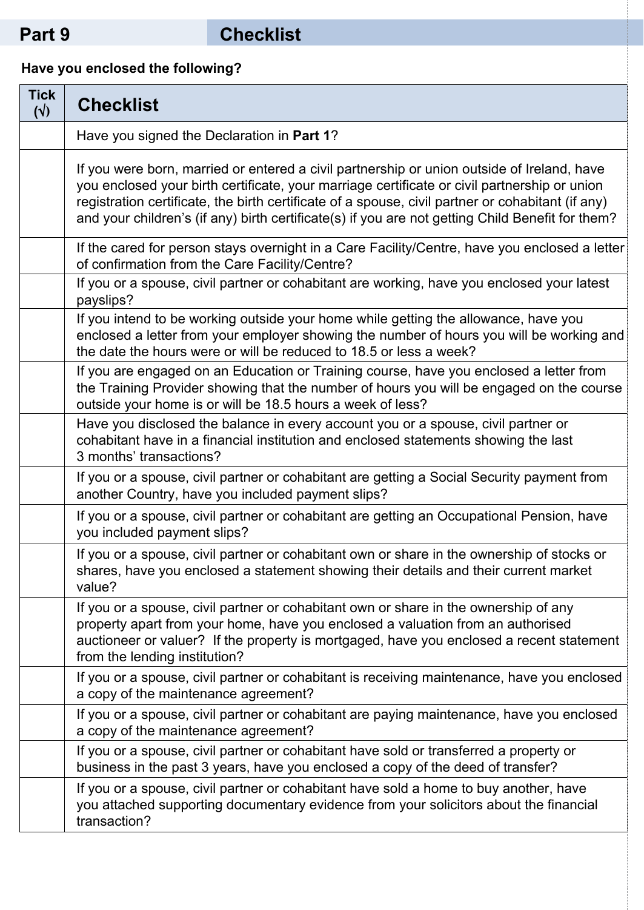## Part 9 Checklist

**Have you enclosed the following?**

| Tick (√) | Checklist |
|---|---|
| | Have you signed the Declaration in **Part 1**? |
| | If you were born, married or entered a civil partnership or union outside of Ireland, have you enclosed your birth certificate, your marriage certificate or civil partnership or union registration certificate, the birth certificate of a spouse, civil partner or cohabitant (if any) and your children's (if any) birth certificate(s) if you are not getting Child Benefit for them? |
| | If the cared for person stays overnight in a Care Facility/Centre, have you enclosed a letter of confirmation from the Care Facility/Centre? |
| | If you or a spouse, civil partner or cohabitant are working, have you enclosed your latest payslips? |
| | If you intend to be working outside your home while getting the allowance, have you enclosed a letter from your employer showing the number of hours you will be working and the date the hours were or will be reduced to 18.5 or less a week? |
| | If you are engaged on an Education or Training course, have you enclosed a letter from the Training Provider showing that the number of hours you will be engaged on the course outside your home is or will be 18.5 hours a week of less? |
| | Have you disclosed the balance in every account you or a spouse, civil partner or cohabitant have in a financial institution and enclosed statements showing the last 3 months' transactions? |
| | If you or a spouse, civil partner or cohabitant are getting a Social Security payment from another Country, have you included payment slips? |
| | If you or a spouse, civil partner or cohabitant are getting an Occupational Pension, have you included payment slips? |
| | If you or a spouse, civil partner or cohabitant own or share in the ownership of stocks or shares, have you enclosed a statement showing their details and their current market value? |
| | If you or a spouse, civil partner or cohabitant own or share in the ownership of any property apart from your home, have you enclosed a valuation from an authorised auctioneer or valuer? If the property is mortgaged, have you enclosed a recent statement from the lending institution? |
| | If you or a spouse, civil partner or cohabitant is receiving maintenance, have you enclosed a copy of the maintenance agreement? |
| | If you or a spouse, civil partner or cohabitant are paying maintenance, have you enclosed a copy of the maintenance agreement? |
| | If you or a spouse, civil partner or cohabitant have sold or transferred a property or business in the past 3 years, have you enclosed a copy of the deed of transfer? |
| | If you or a spouse, civil partner or cohabitant have sold a home to buy another, have you attached supporting documentary evidence from your solicitors about the financial transaction? |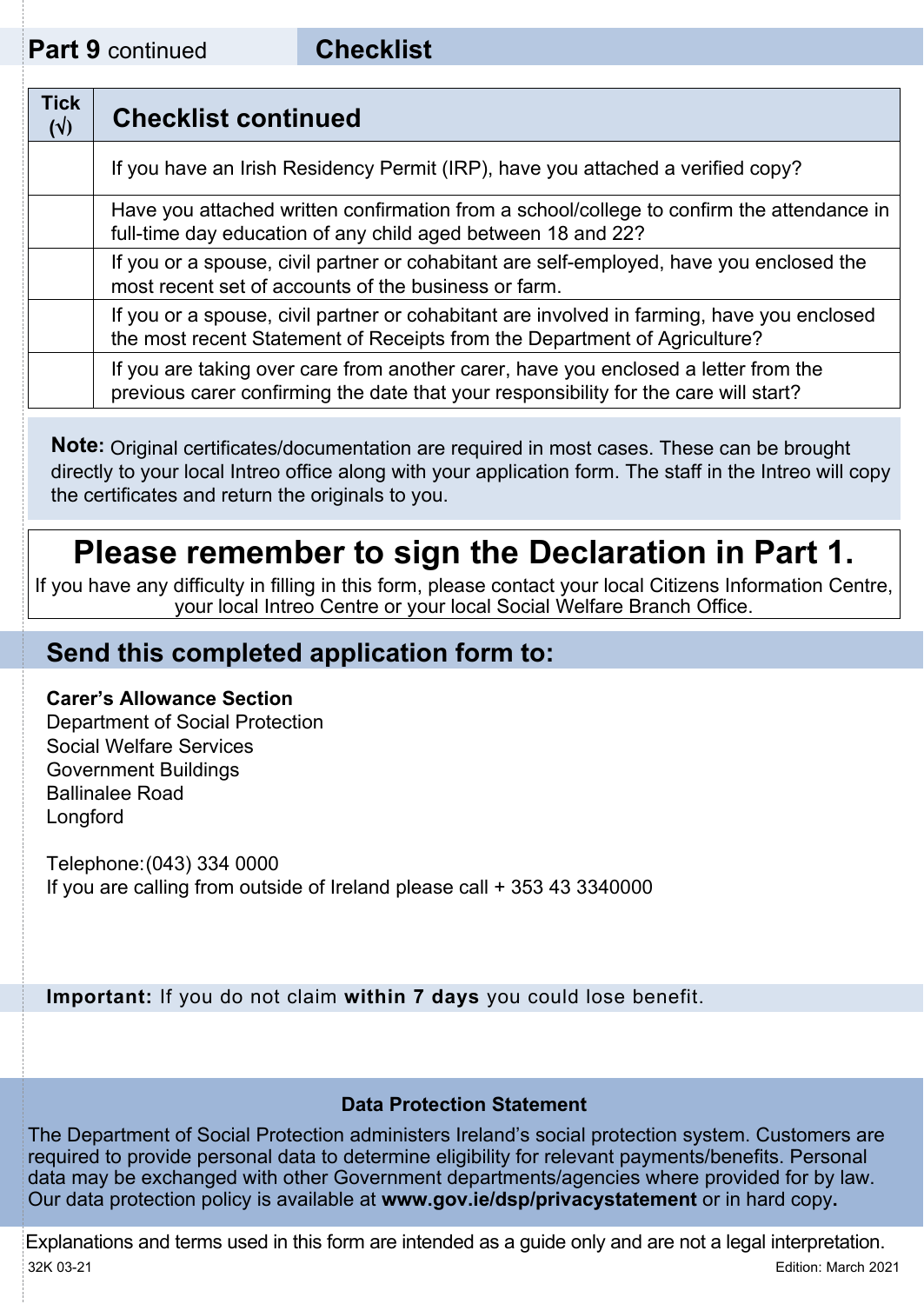## Part 9 continued — Checklist

| Tick (√) | Checklist continued |
|---|---|
| | If you have an Irish Residency Permit (IRP), have you attached a verified copy? |
| | Have you attached written confirmation from a school/college to confirm the attendance in full-time day education of any child aged between 18 and 22? |
| | If you or a spouse, civil partner or cohabitant are self-employed, have you enclosed the most recent set of accounts of the business or farm. |
| | If you or a spouse, civil partner or cohabitant are involved in farming, have you enclosed the most recent Statement of Receipts from the Department of Agriculture? |
| | If you are taking over care from another carer, have you enclosed a letter from the previous carer confirming the date that your responsibility for the care will start? |

**Note:** Original certificates/documentation are required in most cases. These can be brought directly to your local Intreo office along with your application form. The staff in the Intreo will copy the certificates and return the originals to you.

# Please remember to sign the Declaration in Part 1.

If you have any difficulty in filling in this form, please contact your local Citizens Information Centre, your local Intreo Centre or your local Social Welfare Branch Office.

## Send this completed application form to:

**Carer's Allowance Section**
Department of Social Protection
Social Welfare Services
Government Buildings
Ballinalee Road
Longford

Telephone: (043) 334 0000
If you are calling from outside of Ireland please call + 353 43 3340000

**Important:** If you do not claim **within 7 days** you could lose benefit.

### Data Protection Statement

The Department of Social Protection administers Ireland's social protection system. Customers are required to provide personal data to determine eligibility for relevant payments/benefits. Personal data may be exchanged with other Government departments/agencies where provided for by law. Our data protection policy is available at **www.gov.ie/dsp/privacystatement** or in hard copy**.**

Explanations and terms used in this form are intended as a guide only and are not a legal interpretation.

32K 03-21 — Edition: March 2021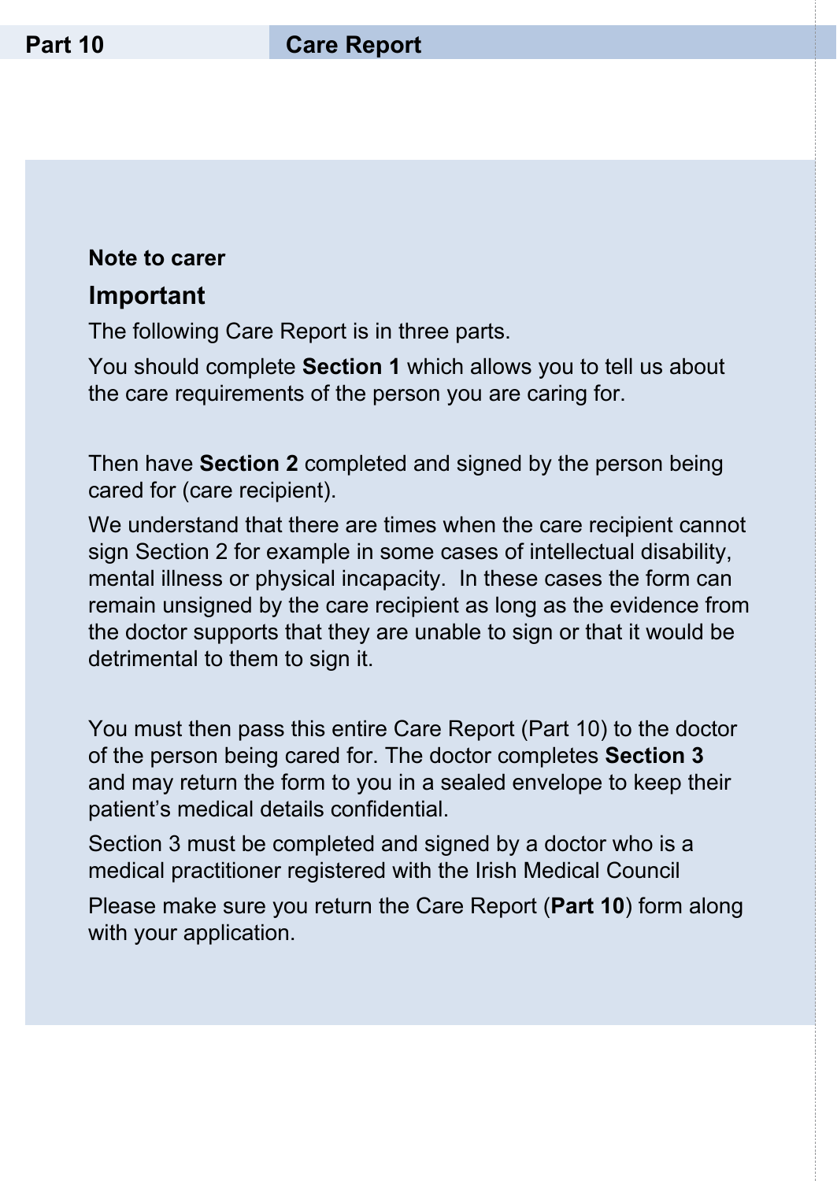# Part 10 Care Report

**Note to carer**

## Important

The following Care Report is in three parts.

You should complete **Section 1** which allows you to tell us about the care requirements of the person you are caring for.

Then have **Section 2** completed and signed by the person being cared for (care recipient).

We understand that there are times when the care recipient cannot sign Section 2 for example in some cases of intellectual disability, mental illness or physical incapacity. In these cases the form can remain unsigned by the care recipient as long as the evidence from the doctor supports that they are unable to sign or that it would be detrimental to them to sign it.

You must then pass this entire Care Report (Part 10) to the doctor of the person being cared for. The doctor completes **Section 3** and may return the form to you in a sealed envelope to keep their patient's medical details confidential.

Section 3 must be completed and signed by a doctor who is a medical practitioner registered with the Irish Medical Council

Please make sure you return the Care Report (**Part 10**) form along with your application.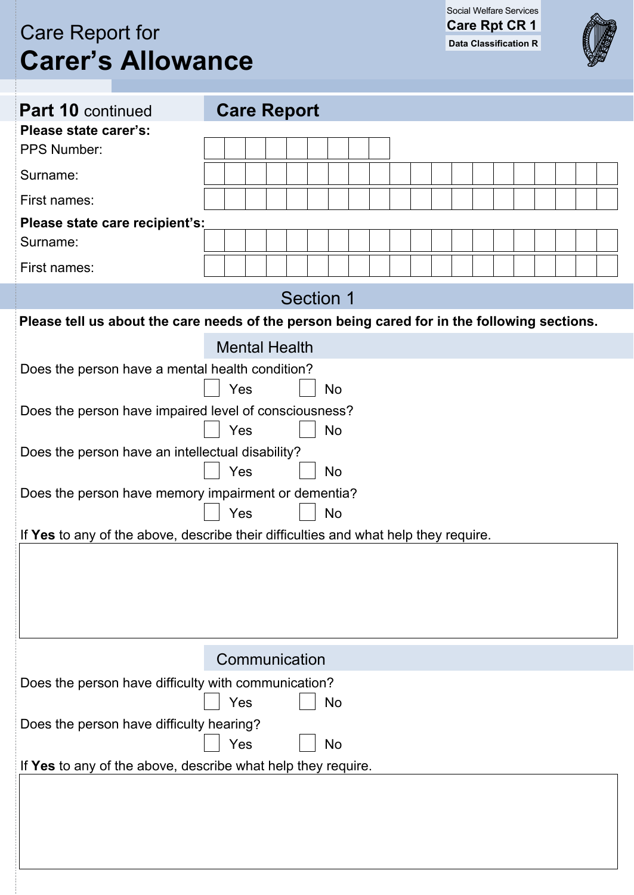# Care Report for **Carer's Allowance**

Social Welfare Services
**Care Rpt CR 1**
**Data Classification R**

## **Part 10** continued — Care Report

**Please state carer's:**

PPS Number: ☐☐☐☐☐☐☐☐☐

Surname: ☐☐☐☐☐☐☐☐☐☐☐☐☐☐☐☐☐☐☐☐

First names: ☐☐☐☐☐☐☐☐☐☐☐☐☐☐☐☐☐☐☐☐

**Please state care recipient's:**

Surname: ☐☐☐☐☐☐☐☐☐☐☐☐☐☐☐☐☐☐☐☐

First names: ☐☐☐☐☐☐☐☐☐☐☐☐☐☐☐☐☐☐☐☐

## Section 1

**Please tell us about the care needs of the person being cared for in the following sections.**

### Mental Health

Does the person have a mental health condition?
☐ Yes ☐ No

Does the person have impaired level of consciousness?
☐ Yes ☐ No

Does the person have an intellectual disability?
☐ Yes ☐ No

Does the person have memory impairment or dementia?
☐ Yes ☐ No

If **Yes** to any of the above, describe their difficulties and what help they require.

______________________________________________

### Communication

Does the person have difficulty with communication?
☐ Yes ☐ No

Does the person have difficulty hearing?
☐ Yes ☐ No

If **Yes** to any of the above, describe what help they require.

______________________________________________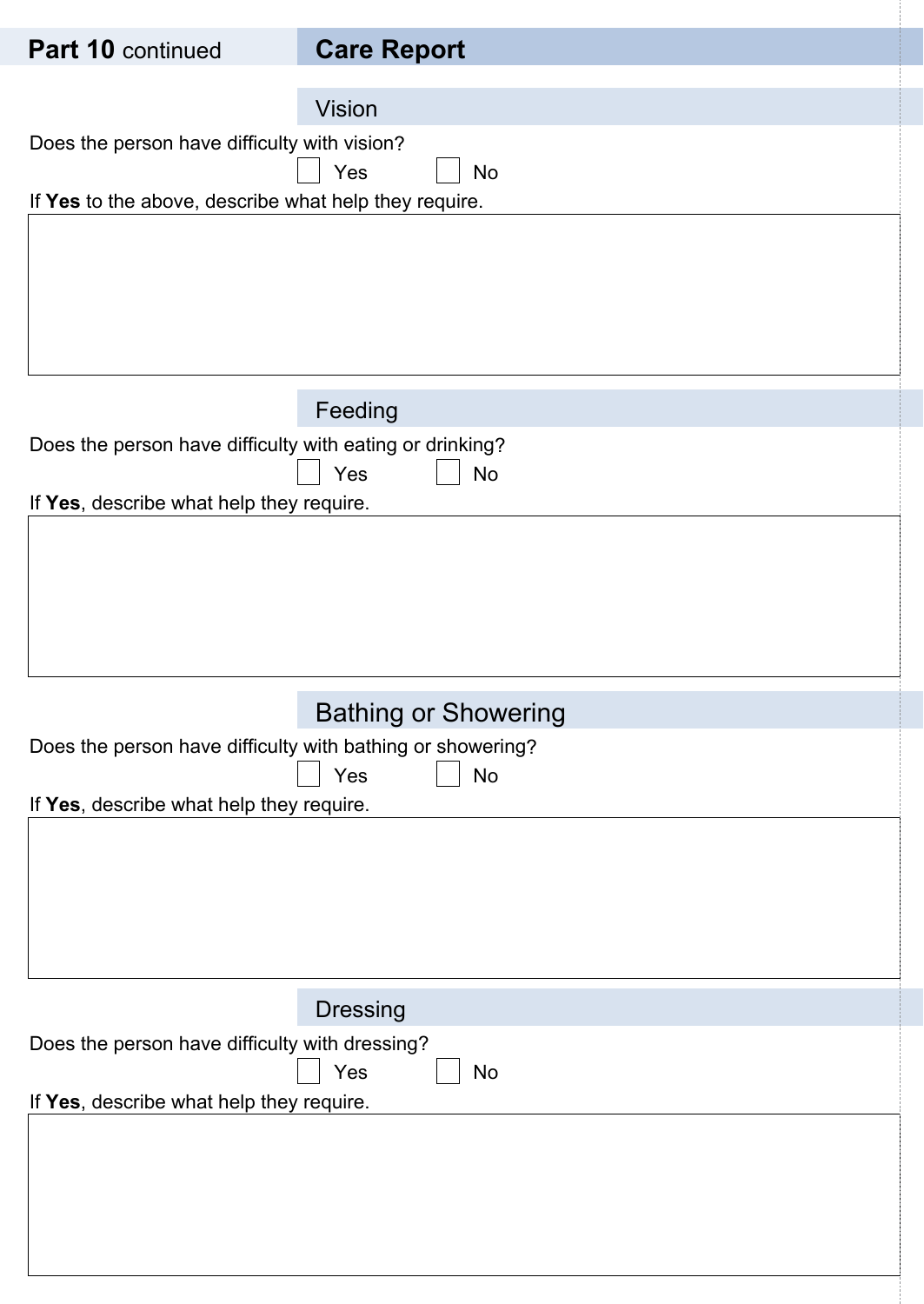## Part 10 continued — Care Report

### Vision

Does the person have difficulty with vision?

☐ Yes ☐ No

If **Yes** to the above, describe what help they require.

### Feeding

Does the person have difficulty with eating or drinking?

☐ Yes ☐ No

If **Yes**, describe what help they require.

### Bathing or Showering

Does the person have difficulty with bathing or showering?

☐ Yes ☐ No

If **Yes**, describe what help they require.

### Dressing

Does the person have difficulty with dressing?

☐ Yes ☐ No

If **Yes**, describe what help they require.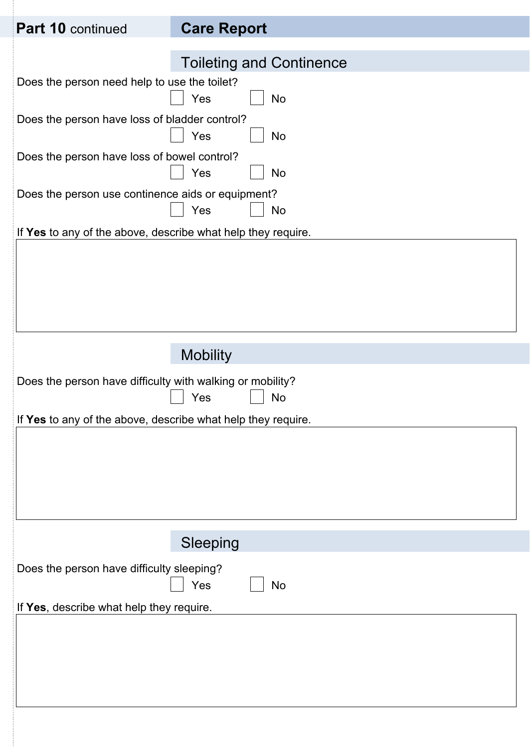**Part 10** continued

## Care Report

### Toileting and Continence

Does the person need help to use the toilet?

☐ Yes ☐ No

Does the person have loss of bladder control?

☐ Yes ☐ No

Does the person have loss of bowel control?

☐ Yes ☐ No

Does the person use continence aids or equipment?

☐ Yes ☐ No

If **Yes** to any of the above, describe what help they require.

### Mobility

Does the person have difficulty with walking or mobility?

☐ Yes ☐ No

If **Yes** to any of the above, describe what help they require.

### Sleeping

Does the person have difficulty sleeping?

☐ Yes ☐ No

If **Yes**, describe what help they require.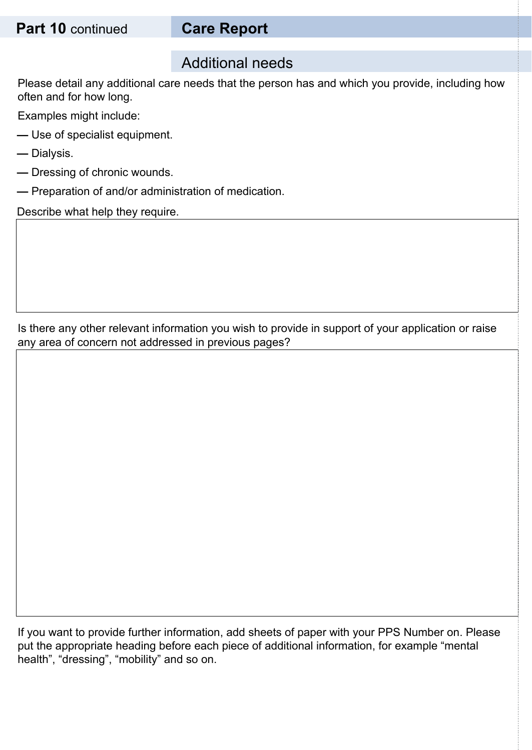**Part 10** continued

## Care Report

### Additional needs

Please detail any additional care needs that the person has and which you provide, including how often and for how long.

Examples might include:

— Use of specialist equipment.

— Dialysis.

— Dressing of chronic wounds.

— Preparation of and/or administration of medication.

Describe what help they require.

Is there any other relevant information you wish to provide in support of your application or raise any area of concern not addressed in previous pages?

If you want to provide further information, add sheets of paper with your PPS Number on. Please put the appropriate heading before each piece of additional information, for example "mental health", "dressing", "mobility" and so on.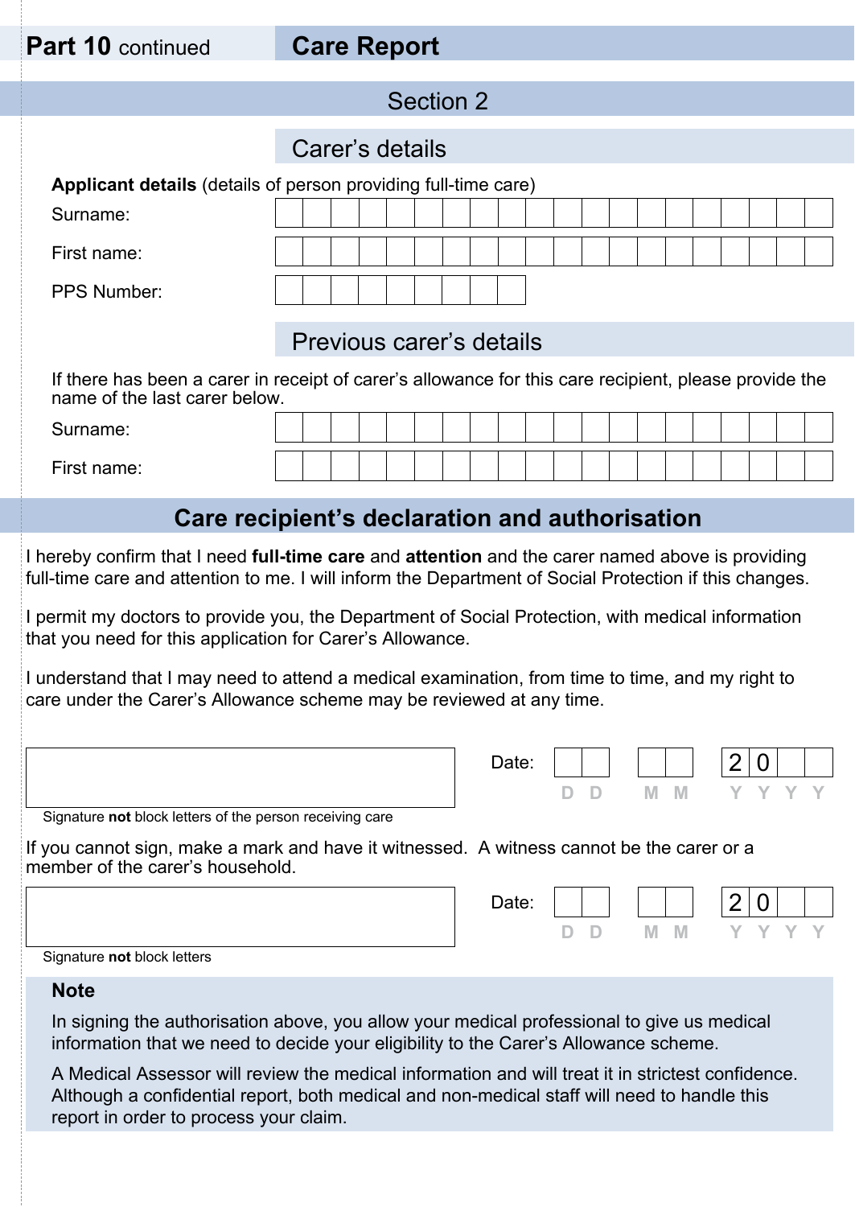## Part 10 continued — Care Report

### Section 2

#### Carer's details

**Applicant details** (details of person providing full-time care)

Surname: ____________________

First name: ____________________

PPS Number: ____________________

#### Previous carer's details

If there has been a carer in receipt of carer's allowance for this care recipient, please provide the name of the last carer below.

Surname: ____________________

First name: ____________________

## Care recipient's declaration and authorisation

I hereby confirm that I need **full-time care** and **attention** and the carer named above is providing full-time care and attention to me. I will inform the Department of Social Protection if this changes.

I permit my doctors to provide you, the Department of Social Protection, with medical information that you need for this application for Carer's Allowance.

I understand that I may need to attend a medical examination, from time to time, and my right to care under the Carer's Allowance scheme may be reviewed at any time.

Signature **not** block letters of the person receiving care: ____________________

Date: DD / MM / 20YY

If you cannot sign, make a mark and have it witnessed. A witness cannot be the carer or a member of the carer's household.

Signature **not** block letters: ____________________

Date: DD / MM / 20YY

**Note**

In signing the authorisation above, you allow your medical professional to give us medical information that we need to decide your eligibility to the Carer's Allowance scheme.

A Medical Assessor will review the medical information and will treat it in strictest confidence. Although a confidential report, both medical and non-medical staff will need to handle this report in order to process your claim.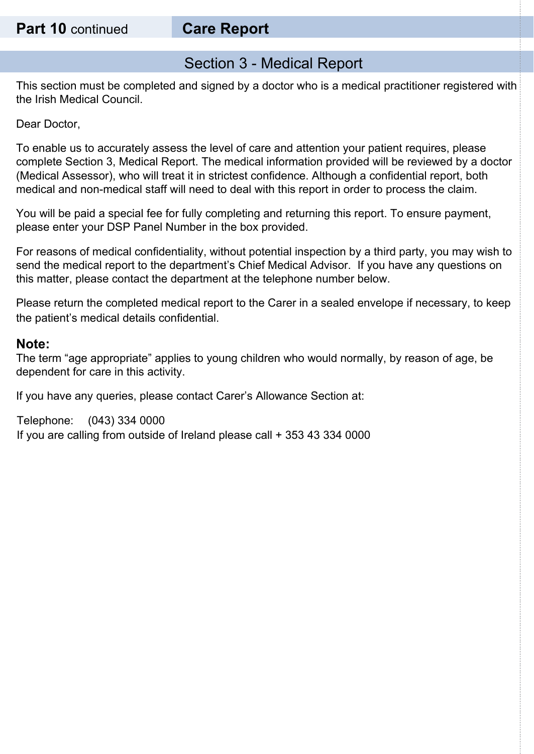**Part 10** continued | **Care Report**

## Section 3 - Medical Report

This section must be completed and signed by a doctor who is a medical practitioner registered with the Irish Medical Council.

Dear Doctor,

To enable us to accurately assess the level of care and attention your patient requires, please complete Section 3, Medical Report. The medical information provided will be reviewed by a doctor (Medical Assessor), who will treat it in strictest confidence. Although a confidential report, both medical and non-medical staff will need to deal with this report in order to process the claim.

You will be paid a special fee for fully completing and returning this report. To ensure payment, please enter your DSP Panel Number in the box provided.

For reasons of medical confidentiality, without potential inspection by a third party, you may wish to send the medical report to the department's Chief Medical Advisor. If you have any questions on this matter, please contact the department at the telephone number below.

Please return the completed medical report to the Carer in a sealed envelope if necessary, to keep the patient's medical details confidential.

**Note:**
The term "age appropriate" applies to young children who would normally, by reason of age, be dependent for care in this activity.

If you have any queries, please contact Carer's Allowance Section at:

Telephone: (043) 334 0000
If you are calling from outside of Ireland please call + 353 43 334 0000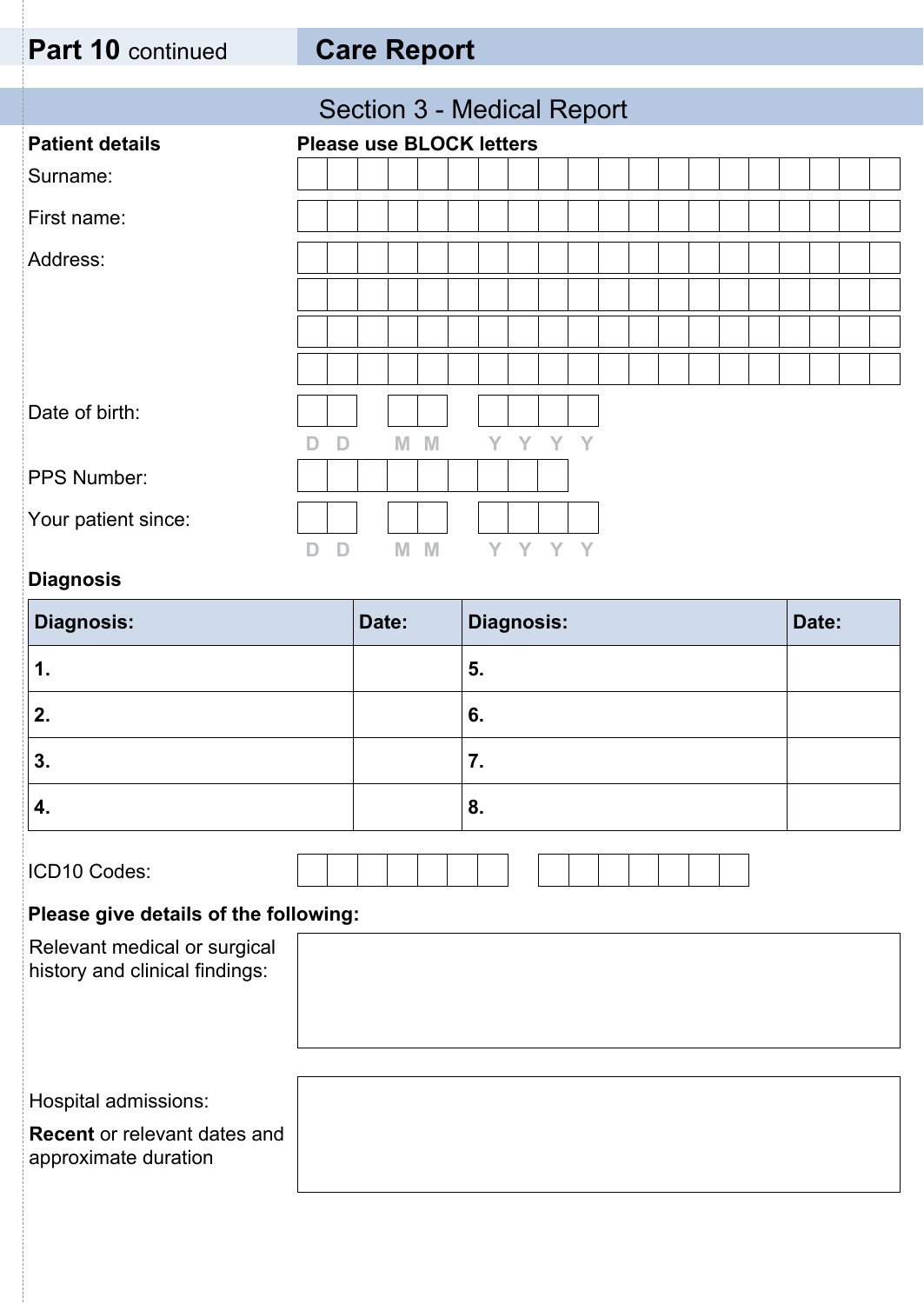**Part 10** continued

## Care Report

### Section 3 - Medical Report

**Patient details** — **Please use BLOCK letters**

Surname:

First name:

Address:

Date of birth: D D / M M / Y Y Y Y

PPS Number:

Your patient since: D D / M M / Y Y Y Y

**Diagnosis**

| Diagnosis: | Date: | Diagnosis: | Date: |
|---|---|---|---|
| 1. | | 5. | |
| 2. | | 6. | |
| 3. | | 7. | |
| 4. | | 8. | |

ICD10 Codes:

**Please give details of the following:**

Relevant medical or surgical history and clinical findings:

Hospital admissions:

**Recent** or relevant dates and approximate duration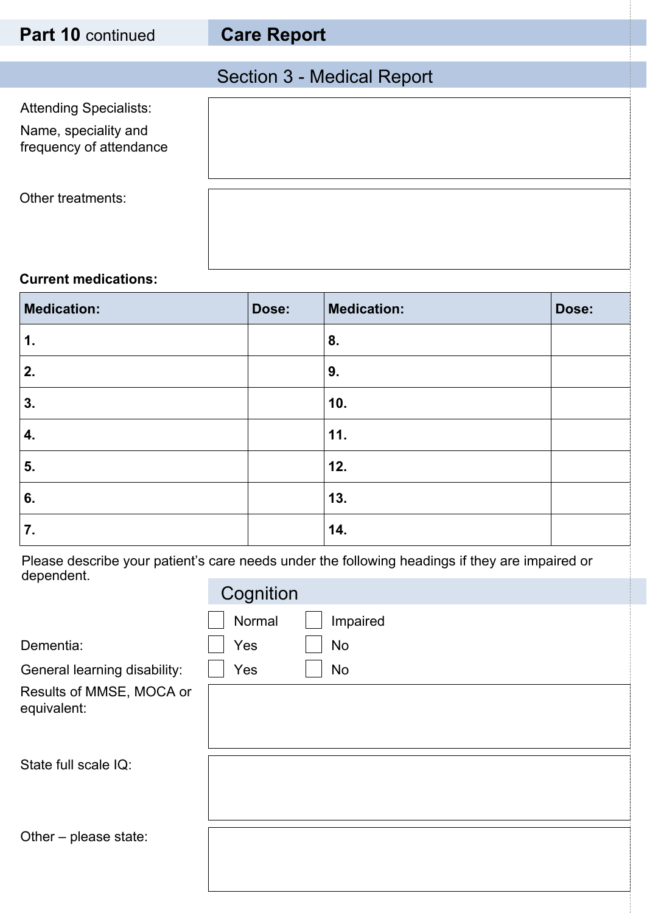## Part 10 continued — Care Report

### Section 3 - Medical Report

Attending Specialists:

Name, speciality and frequency of attendance

Other treatments:

**Current medications:**

| Medication: | Dose: | Medication: | Dose: |
|---|---|---|---|
| 1. | | 8. | |
| 2. | | 9. | |
| 3. | | 10. | |
| 4. | | 11. | |
| 5. | | 12. | |
| 6. | | 13. | |
| 7. | | 14. | |

Please describe your patient's care needs under the following headings if they are impaired or dependent.

### Cognition

☐ Normal ☐ Impaired

Dementia: ☐ Yes ☐ No

General learning disability: ☐ Yes ☐ No

Results of MMSE, MOCA or equivalent:

State full scale IQ:

Other – please state: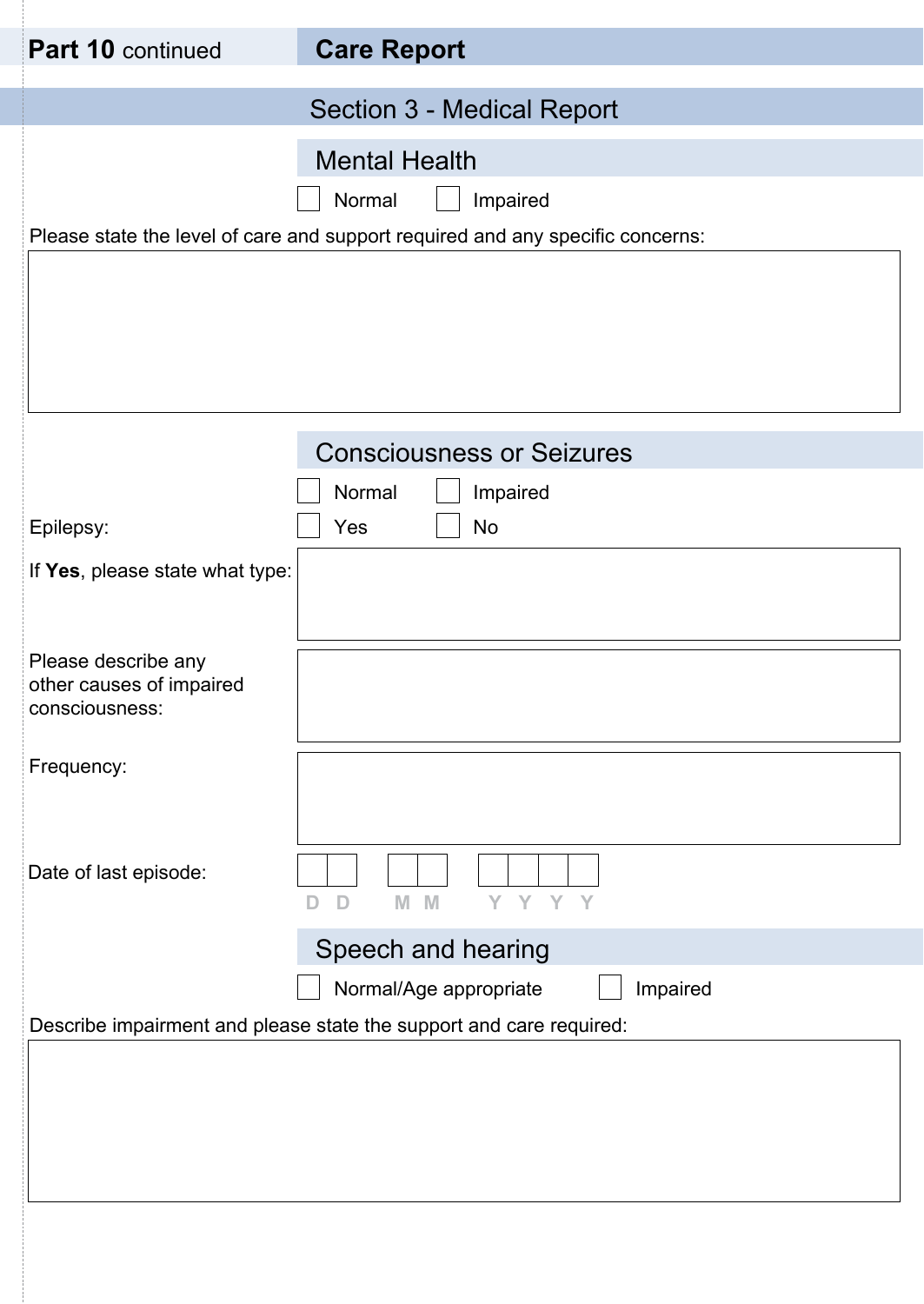**Part 10** continued

## Care Report

## Section 3 - Medical Report

### Mental Health

☐ Normal ☐ Impaired

Please state the level of care and support required and any specific concerns:

&nbsp;

### Consciousness or Seizures

☐ Normal ☐ Impaired

Epilepsy: ☐ Yes ☐ No

If **Yes**, please state what type:

Please describe any other causes of impaired consciousness:

Frequency:

Date of last episode: D D M M Y Y Y Y

### Speech and hearing

☐ Normal/Age appropriate ☐ Impaired

Describe impairment and please state the support and care required: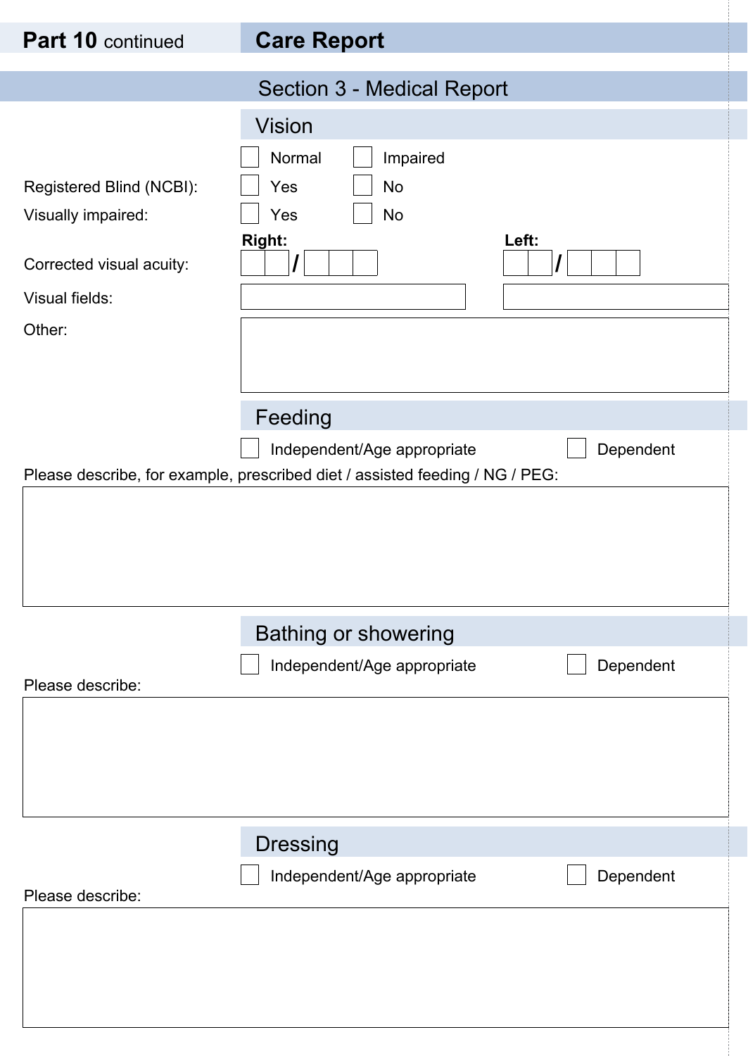**Part 10** continued

# Care Report

## Section 3 - Medical Report

### Vision

☐ Normal ☐ Impaired

Registered Blind (NCBI): ☐ Yes ☐ No

Visually impaired: ☐ Yes ☐ No

Corrected visual acuity: **Right:** ___ / ___ **Left:** ___ / ___

Visual fields: ______________ ______________

Other:

### Feeding

☐ Independent/Age appropriate ☐ Dependent

Please describe, for example, prescribed diet / assisted feeding / NG / PEG:

### Bathing or showering

☐ Independent/Age appropriate ☐ Dependent

Please describe:

### Dressing

☐ Independent/Age appropriate ☐ Dependent

Please describe: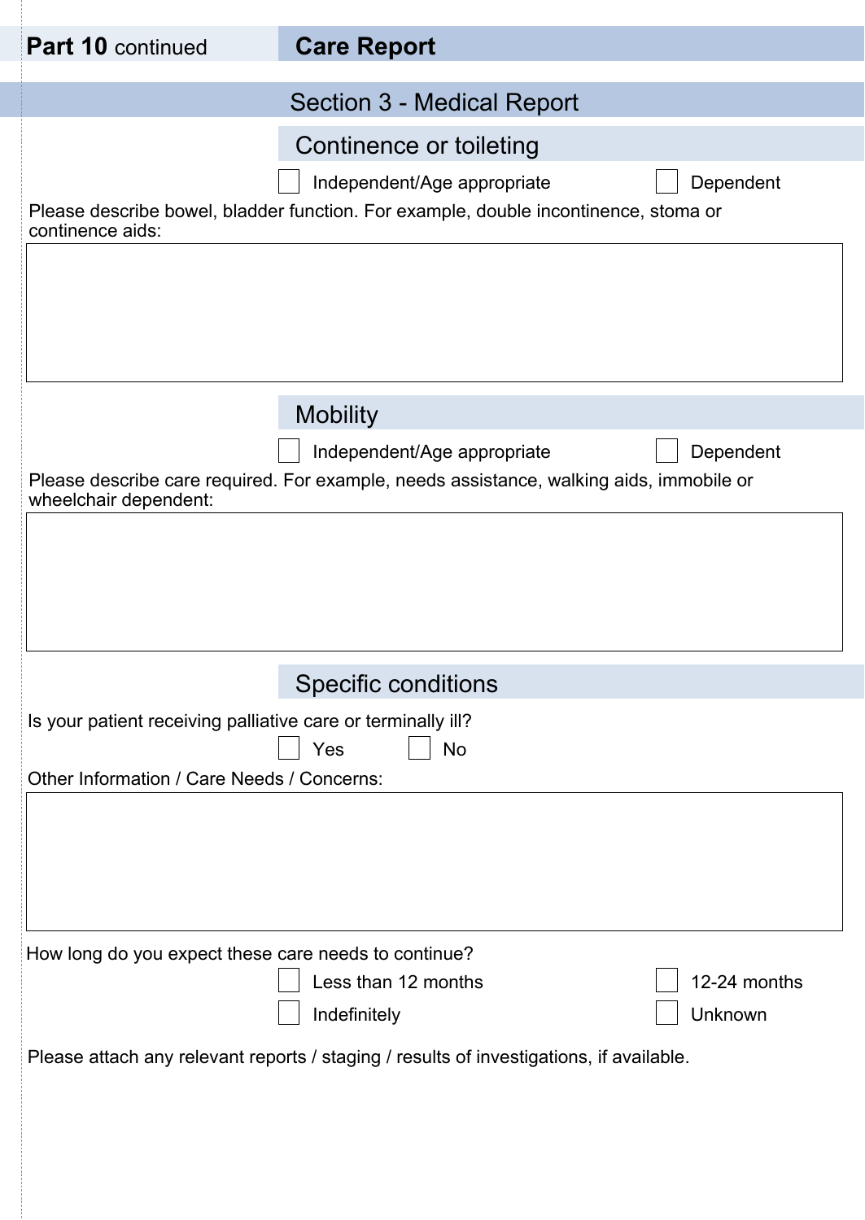**Part 10** continued

## Care Report

## Section 3 - Medical Report

### Continence or toileting

☐ Independent/Age appropriate ☐ Dependent

Please describe bowel, bladder function. For example, double incontinence, stoma or continence aids:

&nbsp;

### Mobility

☐ Independent/Age appropriate ☐ Dependent

Please describe care required. For example, needs assistance, walking aids, immobile or wheelchair dependent:

&nbsp;

### Specific conditions

Is your patient receiving palliative care or terminally ill?

☐ Yes ☐ No

Other Information / Care Needs / Concerns:

&nbsp;

How long do you expect these care needs to continue?

☐ Less than 12 months ☐ 12-24 months

☐ Indefinitely ☐ Unknown

Please attach any relevant reports / staging / results of investigations, if available.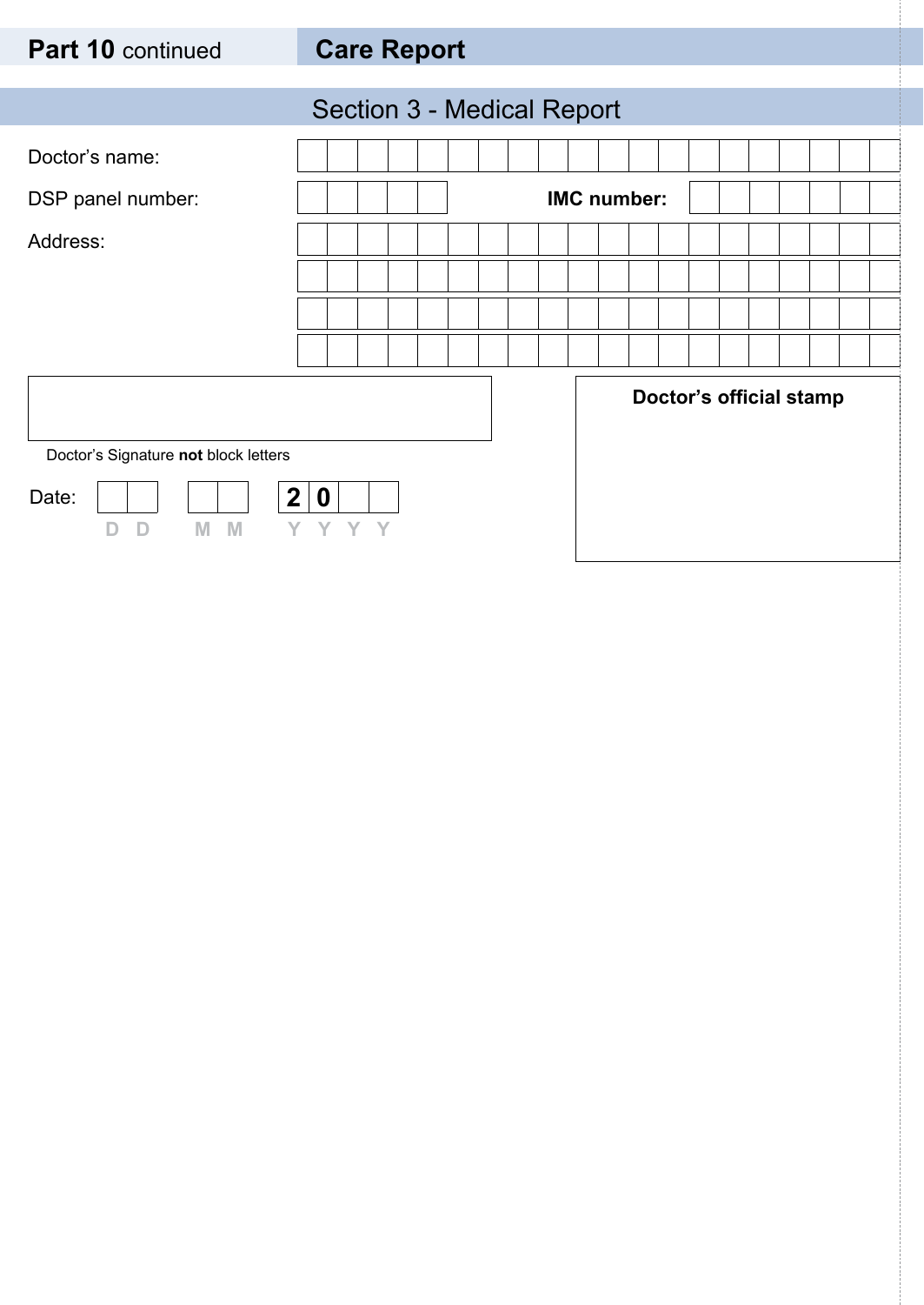## Part 10 continued — Care Report

### Section 3 - Medical Report

Doctor's name:

DSP panel number: &nbsp;&nbsp;&nbsp;&nbsp; **IMC number:**

Address:

Doctor's Signature **not** block letters

Date: DD MM 20YY

**Doctor's official stamp**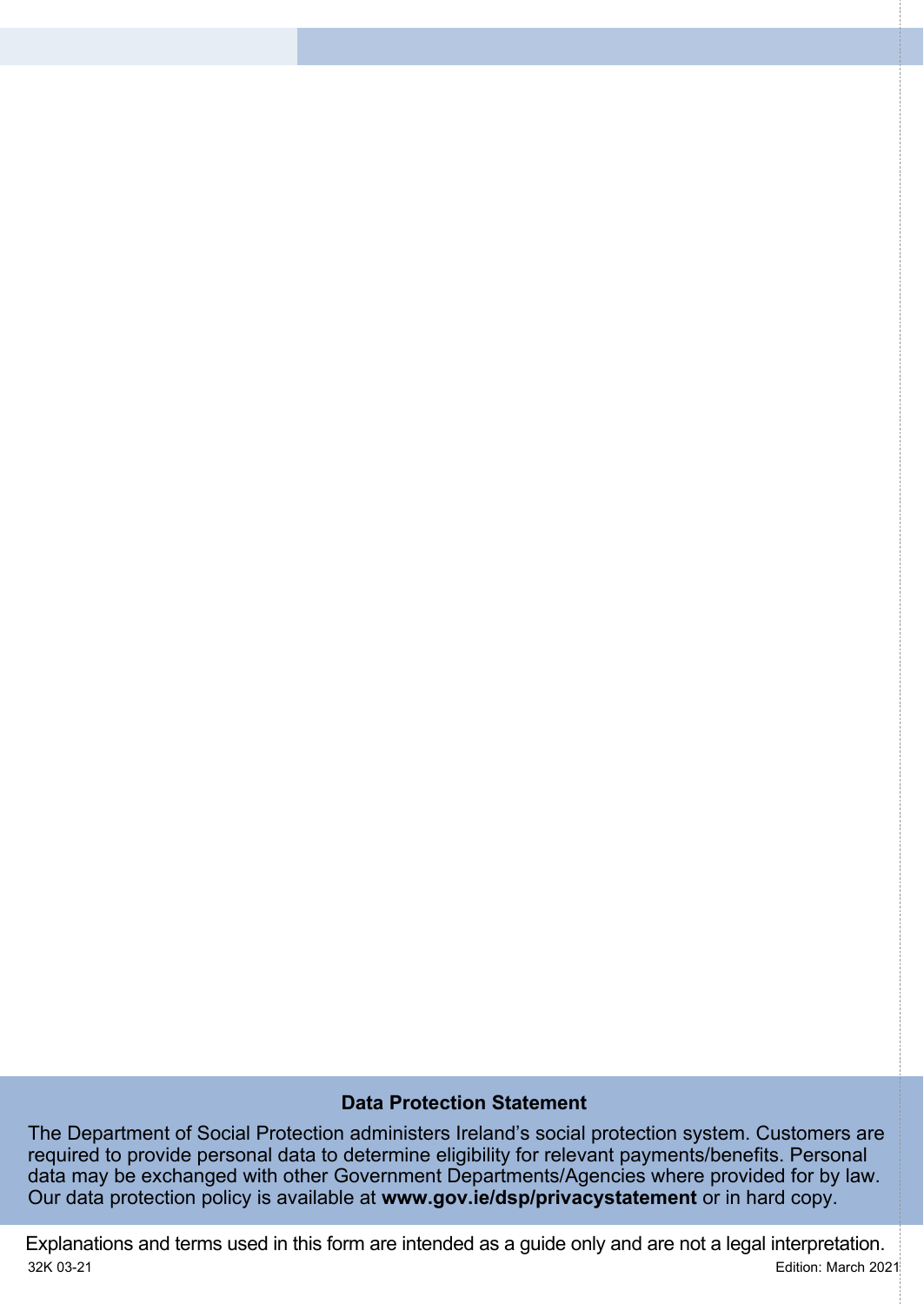## Data Protection Statement

The Department of Social Protection administers Ireland's social protection system. Customers are required to provide personal data to determine eligibility for relevant payments/benefits. Personal data may be exchanged with other Government Departments/Agencies where provided for by law. Our data protection policy is available at **www.gov.ie/dsp/privacystatement** or in hard copy.

Explanations and terms used in this form are intended as a guide only and are not a legal interpretation.

32K 03-21

Edition: March 2021